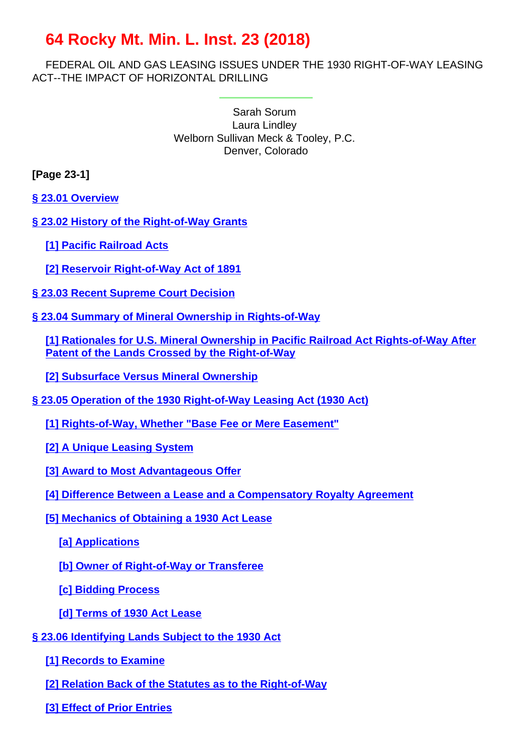# 64 Rocky Mt. Min. L. Inst. 23 (2018)

FEDERAL OIL AND GAS LEASING ISSUES UNDER THE 1930 RIGHT-OF-WAY LEASING ACT--THE IMPACT OF HORIZONTAL DRILLING

Sarah Sorum
Laura Lindley
Welborn Sullivan Meck & Tooley, P.C.
Denver, Colorado

**[Page 23-1]**

**§ 23.01 Overview**

**§ 23.02 History of the Right-of-Way Grants**

- **[1] Pacific Railroad Acts**
- **[2] Reservoir Right-of-Way Act of 1891**

**§ 23.03 Recent Supreme Court Decision**

**§ 23.04 Summary of Mineral Ownership in Rights-of-Way**

- **[1] Rationales for U.S. Mineral Ownership in Pacific Railroad Act Rights-of-Way After Patent of the Lands Crossed by the Right-of-Way**
- **[2] Subsurface Versus Mineral Ownership**

**§ 23.05 Operation of the 1930 Right-of-Way Leasing Act (1930 Act)**

- **[1] Rights-of-Way, Whether "Base Fee or Mere Easement"**
- **[2] A Unique Leasing System**
- **[3] Award to Most Advantageous Offer**
- **[4] Difference Between a Lease and a Compensatory Royalty Agreement**
- **[5] Mechanics of Obtaining a 1930 Act Lease**
  - **[a] Applications**
  - **[b] Owner of Right-of-Way or Transferee**
  - **[c] Bidding Process**
  - **[d] Terms of 1930 Act Lease**

**§ 23.06 Identifying Lands Subject to the 1930 Act**

- **[1] Records to Examine**
- **[2] Relation Back of the Statutes as to the Right-of-Way**
- **[3] Effect of Prior Entries**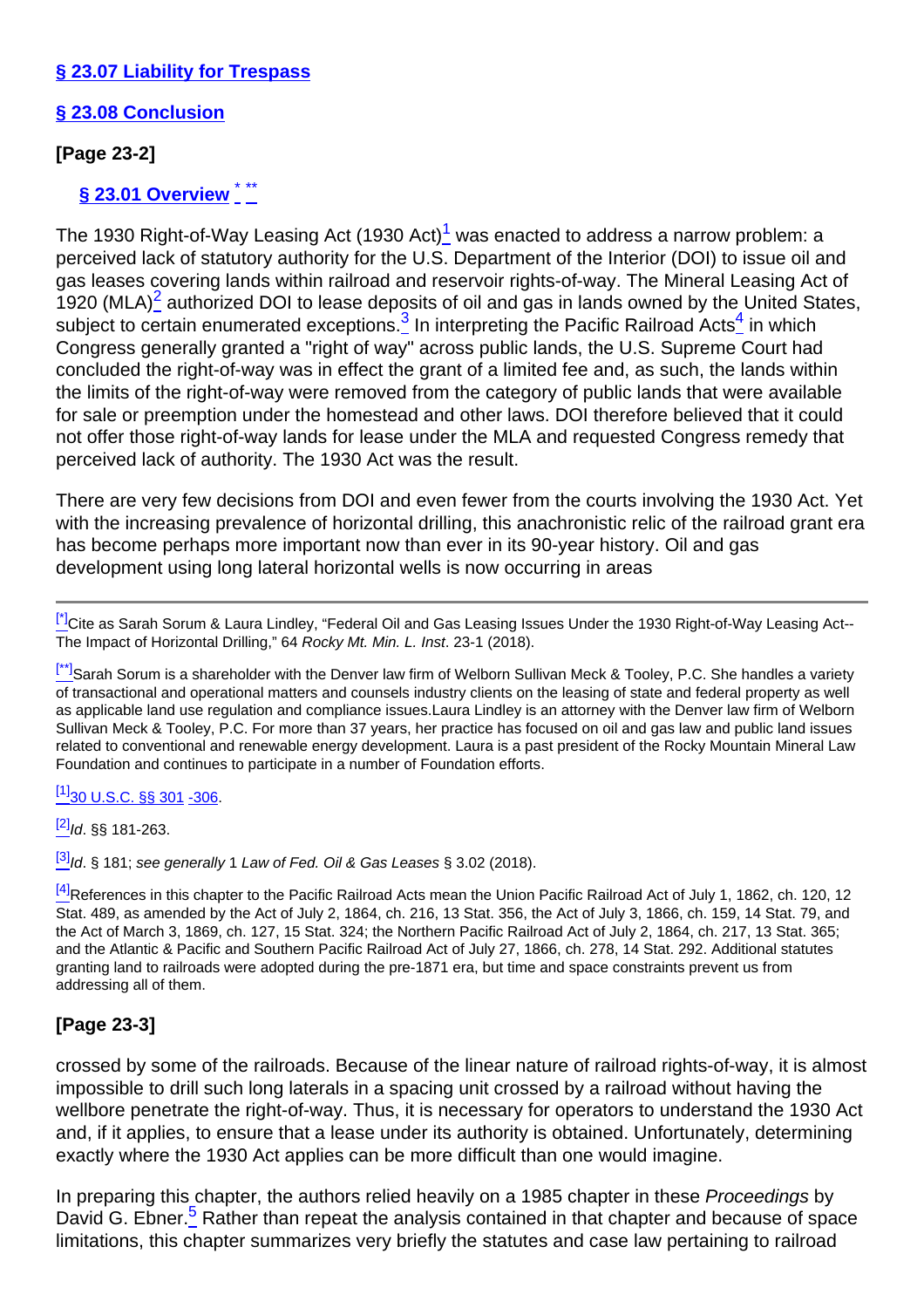**§ 23.07 Liability for Trespass**

**§ 23.08 Conclusion**

**[Page 23-2]**

## § 23.01 Overview [*] [**]

The 1930 Right-of-Way Leasing Act (1930 Act)[1] was enacted to address a narrow problem: a perceived lack of statutory authority for the U.S. Department of the Interior (DOI) to issue oil and gas leases covering lands within railroad and reservoir rights-of-way. The Mineral Leasing Act of 1920 (MLA)[2] authorized DOI to lease deposits of oil and gas in lands owned by the United States, subject to certain enumerated exceptions.[3] In interpreting the Pacific Railroad Acts[4] in which Congress generally granted a "right of way" across public lands, the U.S. Supreme Court had concluded the right-of-way was in effect the grant of a limited fee and, as such, the lands within the limits of the right-of-way were removed from the category of public lands that were available for sale or preemption under the homestead and other laws. DOI therefore believed that it could not offer those right-of-way lands for lease under the MLA and requested Congress remedy that perceived lack of authority. The 1930 Act was the result.

There are very few decisions from DOI and even fewer from the courts involving the 1930 Act. Yet with the increasing prevalence of horizontal drilling, this anachronistic relic of the railroad grant era has become perhaps more important now than ever in its 90-year history. Oil and gas development using long lateral horizontal wells is now occurring in areas

---

[*] Cite as Sarah Sorum & Laura Lindley, "Federal Oil and Gas Leasing Issues Under the 1930 Right-of-Way Leasing Act--The Impact of Horizontal Drilling," 64 *Rocky Mt. Min. L. Inst*. 23-1 (2018).

[**] Sarah Sorum is a shareholder with the Denver law firm of Welborn Sullivan Meck & Tooley, P.C. She handles a variety of transactional and operational matters and counsels industry clients on the leasing of state and federal property as well as applicable land use regulation and compliance issues.Laura Lindley is an attorney with the Denver law firm of Welborn Sullivan Meck & Tooley, P.C. For more than 37 years, her practice has focused on oil and gas law and public land issues related to conventional and renewable energy development. Laura is a past president of the Rocky Mountain Mineral Law Foundation and continues to participate in a number of Foundation efforts.

[1] 30 U.S.C. §§ 301 -306.

[2] *Id*. §§ 181-263.

[3] *Id*. § 181; *see generally* 1 *Law of Fed. Oil & Gas Leases* § 3.02 (2018).

[4] References in this chapter to the Pacific Railroad Acts mean the Union Pacific Railroad Act of July 1, 1862, ch. 120, 12 Stat. 489, as amended by the Act of July 2, 1864, ch. 216, 13 Stat. 356, the Act of July 3, 1866, ch. 159, 14 Stat. 79, and the Act of March 3, 1869, ch. 127, 15 Stat. 324; the Northern Pacific Railroad Act of July 2, 1864, ch. 217, 13 Stat. 365; and the Atlantic & Pacific and Southern Pacific Railroad Act of July 27, 1866, ch. 278, 14 Stat. 292. Additional statutes granting land to railroads were adopted during the pre-1871 era, but time and space constraints prevent us from addressing all of them.

**[Page 23-3]**

crossed by some of the railroads. Because of the linear nature of railroad rights-of-way, it is almost impossible to drill such long laterals in a spacing unit crossed by a railroad without having the wellbore penetrate the right-of-way. Thus, it is necessary for operators to understand the 1930 Act and, if it applies, to ensure that a lease under its authority is obtained. Unfortunately, determining exactly where the 1930 Act applies can be more difficult than one would imagine.

In preparing this chapter, the authors relied heavily on a 1985 chapter in these *Proceedings* by David G. Ebner.[5] Rather than repeat the analysis contained in that chapter and because of space limitations, this chapter summarizes very briefly the statutes and case law pertaining to railroad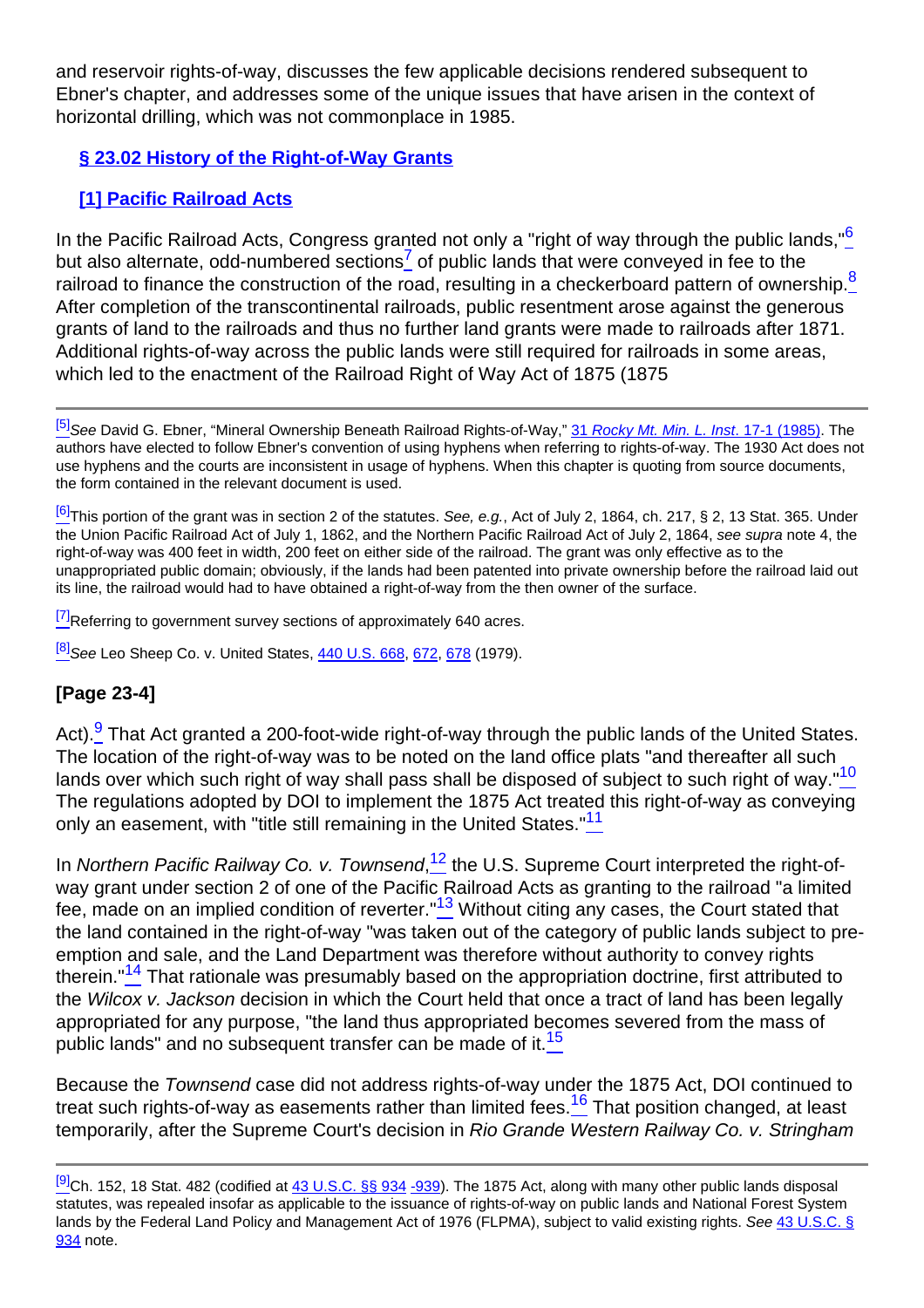and reservoir rights-of-way, discusses the few applicable decisions rendered subsequent to Ebner's chapter, and addresses some of the unique issues that have arisen in the context of horizontal drilling, which was not commonplace in 1985.

## § 23.02 History of the Right-of-Way Grants

### [1] Pacific Railroad Acts

In the Pacific Railroad Acts, Congress granted not only a "right of way through the public lands,"[6] but also alternate, odd-numbered sections[7] of public lands that were conveyed in fee to the railroad to finance the construction of the road, resulting in a checkerboard pattern of ownership.[8] After completion of the transcontinental railroads, public resentment arose against the generous grants of land to the railroads and thus no further land grants were made to railroads after 1871. Additional rights-of-way across the public lands were still required for railroads in some areas, which led to the enactment of the Railroad Right of Way Act of 1875 (1875

---

[5] *See* David G. Ebner, "Mineral Ownership Beneath Railroad Rights-of-Way," 31 *Rocky Mt. Min. L. Inst*. 17-1 (1985). The authors have elected to follow Ebner's convention of using hyphens when referring to rights-of-way. The 1930 Act does not use hyphens and the courts are inconsistent in usage of hyphens. When this chapter is quoting from source documents, the form contained in the relevant document is used.

[6] This portion of the grant was in section 2 of the statutes. *See, e.g.*, Act of July 2, 1864, ch. 217, § 2, 13 Stat. 365. Under the Union Pacific Railroad Act of July 1, 1862, and the Northern Pacific Railroad Act of July 2, 1864, *see supra* note 4, the right-of-way was 400 feet in width, 200 feet on either side of the railroad. The grant was only effective as to the unappropriated public domain; obviously, if the lands had been patented into private ownership before the railroad laid out its line, the railroad would had to have obtained a right-of-way from the then owner of the surface.

[7] Referring to government survey sections of approximately 640 acres.

[8] *See* Leo Sheep Co. v. United States, 440 U.S. 668, 672, 678 (1979).

**[Page 23-4]**

Act).[9] That Act granted a 200-foot-wide right-of-way through the public lands of the United States. The location of the right-of-way was to be noted on the land office plats "and thereafter all such lands over which such right of way shall pass shall be disposed of subject to such right of way."[10] The regulations adopted by DOI to implement the 1875 Act treated this right-of-way as conveying only an easement, with "title still remaining in the United States."[11]

In *Northern Pacific Railway Co. v. Townsend*,[12] the U.S. Supreme Court interpreted the right-of-way grant under section 2 of one of the Pacific Railroad Acts as granting to the railroad "a limited fee, made on an implied condition of reverter."[13] Without citing any cases, the Court stated that the land contained in the right-of-way "was taken out of the category of public lands subject to pre-emption and sale, and the Land Department was therefore without authority to convey rights therein."[14] That rationale was presumably based on the appropriation doctrine, first attributed to the *Wilcox v. Jackson* decision in which the Court held that once a tract of land has been legally appropriated for any purpose, "the land thus appropriated becomes severed from the mass of public lands" and no subsequent transfer can be made of it.[15]

Because the *Townsend* case did not address rights-of-way under the 1875 Act, DOI continued to treat such rights-of-way as easements rather than limited fees.[16] That position changed, at least temporarily, after the Supreme Court's decision in *Rio Grande Western Railway Co. v. Stringham*

---

[9] Ch. 152, 18 Stat. 482 (codified at 43 U.S.C. §§ 934 -939). The 1875 Act, along with many other public lands disposal statutes, was repealed insofar as applicable to the issuance of rights-of-way on public lands and National Forest System lands by the Federal Land Policy and Management Act of 1976 (FLPMA), subject to valid existing rights. *See* 43 U.S.C. § 934 note.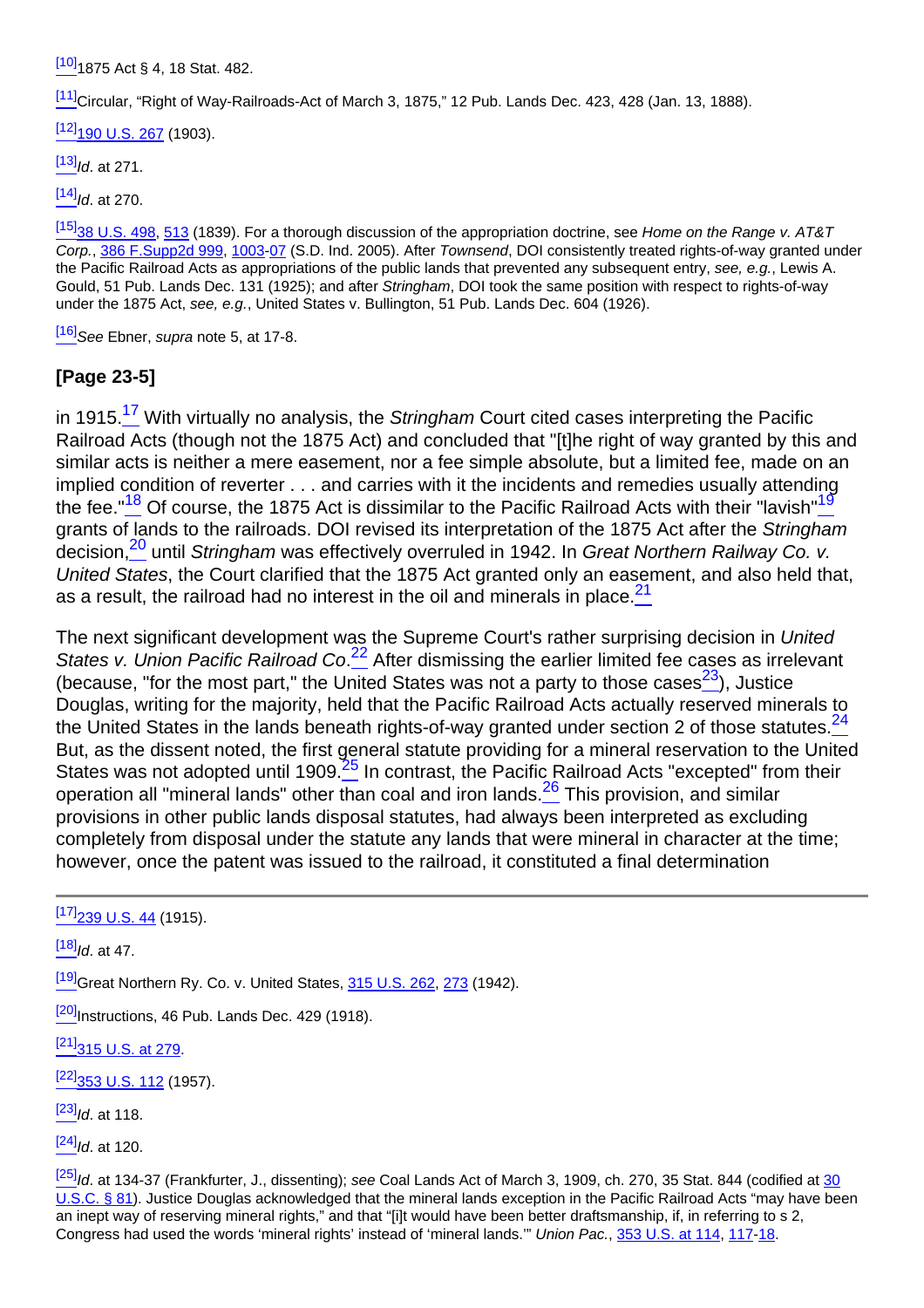[10]1875 Act § 4, 18 Stat. 482.

[11]Circular, "Right of Way-Railroads-Act of March 3, 1875," 12 Pub. Lands Dec. 423, 428 (Jan. 13, 1888).

[12]190 U.S. 267 (1903).

[13]*Id*. at 271.

[14]*Id*. at 270.

[15]38 U.S. 498, 513 (1839). For a thorough discussion of the appropriation doctrine, see *Home on the Range v. AT&T Corp.*, 386 F.Supp2d 999, 1003-07 (S.D. Ind. 2005). After *Townsend*, DOI consistently treated rights-of-way granted under the Pacific Railroad Acts as appropriations of the public lands that prevented any subsequent entry, *see, e.g.*, Lewis A. Gould, 51 Pub. Lands Dec. 131 (1925); and after *Stringham*, DOI took the same position with respect to rights-of-way under the 1875 Act, *see, e.g.*, United States v. Bullington, 51 Pub. Lands Dec. 604 (1926).

[16]*See* Ebner, *supra* note 5, at 17-8.

### [Page 23-5]

in 1915.[17] With virtually no analysis, the *Stringham* Court cited cases interpreting the Pacific Railroad Acts (though not the 1875 Act) and concluded that "[t]he right of way granted by this and similar acts is neither a mere easement, nor a fee simple absolute, but a limited fee, made on an implied condition of reverter . . . and carries with it the incidents and remedies usually attending the fee."[18] Of course, the 1875 Act is dissimilar to the Pacific Railroad Acts with their "lavish"[19] grants of lands to the railroads. DOI revised its interpretation of the 1875 Act after the *Stringham* decision,[20] until *Stringham* was effectively overruled in 1942. In *Great Northern Railway Co. v. United States*, the Court clarified that the 1875 Act granted only an easement, and also held that, as a result, the railroad had no interest in the oil and minerals in place.[21]

The next significant development was the Supreme Court's rather surprising decision in *United States v. Union Pacific Railroad Co*.[22] After dismissing the earlier limited fee cases as irrelevant (because, "for the most part," the United States was not a party to those cases[23]), Justice Douglas, writing for the majority, held that the Pacific Railroad Acts actually reserved minerals to the United States in the lands beneath rights-of-way granted under section 2 of those statutes.[24] But, as the dissent noted, the first general statute providing for a mineral reservation to the United States was not adopted until 1909.[25] In contrast, the Pacific Railroad Acts "excepted" from their operation all "mineral lands" other than coal and iron lands.[26] This provision, and similar provisions in other public lands disposal statutes, had always been interpreted as excluding completely from disposal under the statute any lands that were mineral in character at the time; however, once the patent was issued to the railroad, it constituted a final determination

---

[17]239 U.S. 44 (1915).

[18]*Id*. at 47.

[19]Great Northern Ry. Co. v. United States, 315 U.S. 262, 273 (1942).

[20]Instructions, 46 Pub. Lands Dec. 429 (1918).

[21]315 U.S. at 279.

[22]353 U.S. 112 (1957).

[23]*Id*. at 118.

[24]*Id*. at 120.

[25]*Id*. at 134-37 (Frankfurter, J., dissenting); *see* Coal Lands Act of March 3, 1909, ch. 270, 35 Stat. 844 (codified at 30 U.S.C. § 81). Justice Douglas acknowledged that the mineral lands exception in the Pacific Railroad Acts "may have been an inept way of reserving mineral rights," and that "[i]t would have been better draftsmanship, if, in referring to s 2, Congress had used the words 'mineral rights' instead of 'mineral lands.'" *Union Pac.*, 353 U.S. at 114, 117-18.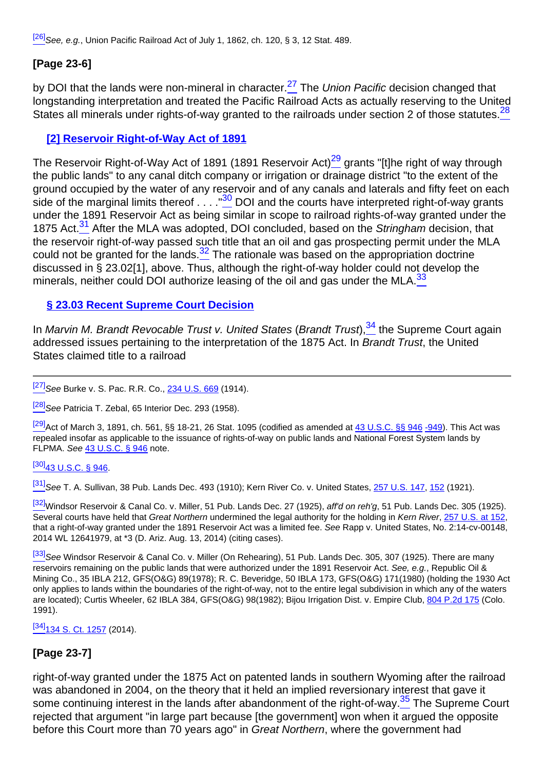[26] *See, e.g.*, Union Pacific Railroad Act of July 1, 1862, ch. 120, § 3, 12 Stat. 489.

**[Page 23-6]**

by DOI that the lands were non-mineral in character.[27] The *Union Pacific* decision changed that longstanding interpretation and treated the Pacific Railroad Acts as actually reserving to the United States all minerals under rights-of-way granted to the railroads under section 2 of those statutes.[28]

### [2] Reservoir Right-of-Way Act of 1891

The Reservoir Right-of-Way Act of 1891 (1891 Reservoir Act)[29] grants "[t]he right of way through the public lands" to any canal ditch company or irrigation or drainage district "to the extent of the ground occupied by the water of any reservoir and of any canals and laterals and fifty feet on each side of the marginal limits thereof . . . ."[30] DOI and the courts have interpreted right-of-way grants under the 1891 Reservoir Act as being similar in scope to railroad rights-of-way granted under the 1875 Act.[31] After the MLA was adopted, DOI concluded, based on the *Stringham* decision, that the reservoir right-of-way passed such title that an oil and gas prospecting permit under the MLA could not be granted for the lands.[32] The rationale was based on the appropriation doctrine discussed in § 23.02[1], above. Thus, although the right-of-way holder could not develop the minerals, neither could DOI authorize leasing of the oil and gas under the MLA.[33]

## § 23.03 Recent Supreme Court Decision

In *Marvin M. Brandt Revocable Trust v. United States* (*Brandt Trust*),[34] the Supreme Court again addressed issues pertaining to the interpretation of the 1875 Act. In *Brandt Trust*, the United States claimed title to a railroad

---

[27] *See* Burke v. S. Pac. R.R. Co., 234 U.S. 669 (1914).

[28] *See* Patricia T. Zebal, 65 Interior Dec. 293 (1958).

[29] Act of March 3, 1891, ch. 561, §§ 18-21, 26 Stat. 1095 (codified as amended at 43 U.S.C. §§ 946 -949). This Act was repealed insofar as applicable to the issuance of rights-of-way on public lands and National Forest System lands by FLPMA. *See* 43 U.S.C. § 946 note.

[30] 43 U.S.C. § 946.

[31] *See* T. A. Sullivan, 38 Pub. Lands Dec. 493 (1910); Kern River Co. v. United States, 257 U.S. 147, 152 (1921).

[32] Windsor Reservoir & Canal Co. v. Miller, 51 Pub. Lands Dec. 27 (1925), *aff'd on reh'g*, 51 Pub. Lands Dec. 305 (1925). Several courts have held that *Great Northern* undermined the legal authority for the holding in *Kern River*, 257 U.S. at 152, that a right-of-way granted under the 1891 Reservoir Act was a limited fee. *See* Rapp v. United States, No. 2:14-cv-00148, 2014 WL 12641979, at *3 (D. Ariz. Aug. 13, 2014) (citing cases).

[33] *See* Windsor Reservoir & Canal Co. v. Miller (On Rehearing), 51 Pub. Lands Dec. 305, 307 (1925). There are many reservoirs remaining on the public lands that were authorized under the 1891 Reservoir Act. *See, e.g.*, Republic Oil & Mining Co., 35 IBLA 212, GFS(O&G) 89(1978); R. C. Beveridge, 50 IBLA 173, GFS(O&G) 171(1980) (holding the 1930 Act only applies to lands within the boundaries of the right-of-way, not to the entire legal subdivision in which any of the waters are located); Curtis Wheeler, 62 IBLA 384, GFS(O&G) 98(1982); Bijou Irrigation Dist. v. Empire Club, 804 P.2d 175 (Colo. 1991).

[34] 134 S. Ct. 1257 (2014).

**[Page 23-7]**

right-of-way granted under the 1875 Act on patented lands in southern Wyoming after the railroad was abandoned in 2004, on the theory that it held an implied reversionary interest that gave it some continuing interest in the lands after abandonment of the right-of-way.[35] The Supreme Court rejected that argument "in large part because [the government] won when it argued the opposite before this Court more than 70 years ago" in *Great Northern*, where the government had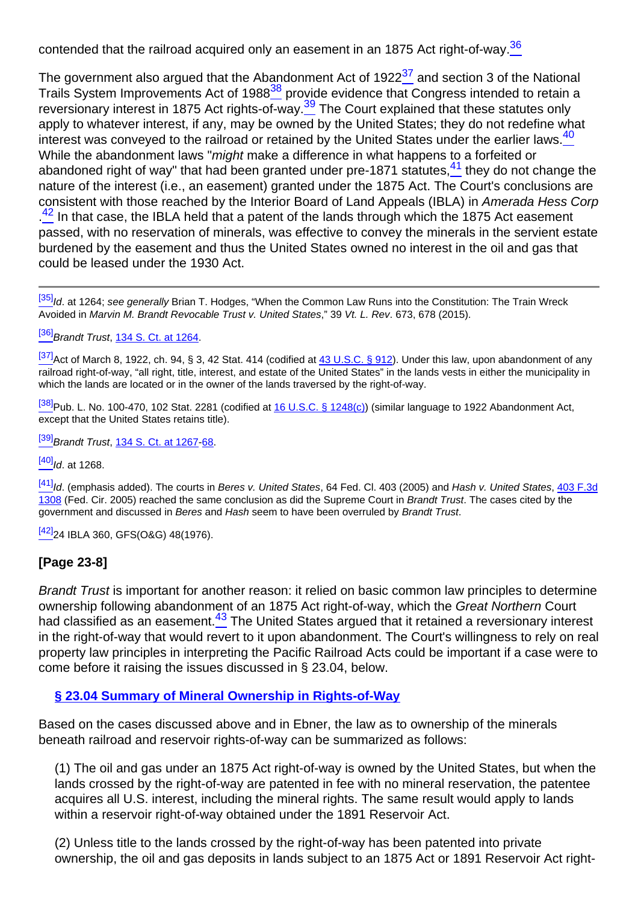contended that the railroad acquired only an easement in an 1875 Act right-of-way.[36]

The government also argued that the Abandonment Act of 1922[37] and section 3 of the National Trails System Improvements Act of 1988[38] provide evidence that Congress intended to retain a reversionary interest in 1875 Act rights-of-way.[39] The Court explained that these statutes only apply to whatever interest, if any, may be owned by the United States; they do not redefine what interest was conveyed to the railroad or retained by the United States under the earlier laws.[40] While the abandonment laws "*might* make a difference in what happens to a forfeited or abandoned right of way" that had been granted under pre-1871 statutes,[41] they do not change the nature of the interest (i.e., an easement) granted under the 1875 Act. The Court's conclusions are consistent with those reached by the Interior Board of Land Appeals (IBLA) in *Amerada Hess Corp*.[42] In that case, the IBLA held that a patent of the lands through which the 1875 Act easement passed, with no reservation of minerals, was effective to convey the minerals in the servient estate burdened by the easement and thus the United States owned no interest in the oil and gas that could be leased under the 1930 Act.

---

[35] *Id*. at 1264; *see generally* Brian T. Hodges, "When the Common Law Runs into the Constitution: The Train Wreck Avoided in *Marvin M. Brandt Revocable Trust v. United States*," 39 *Vt. L. Rev*. 673, 678 (2015).

[36] *Brandt Trust*, 134 S. Ct. at 1264.

[37] Act of March 8, 1922, ch. 94, § 3, 42 Stat. 414 (codified at 43 U.S.C. § 912). Under this law, upon abandonment of any railroad right-of-way, "all right, title, interest, and estate of the United States" in the lands vests in either the municipality in which the lands are located or in the owner of the lands traversed by the right-of-way.

[38] Pub. L. No. 100-470, 102 Stat. 2281 (codified at 16 U.S.C. § 1248(c)) (similar language to 1922 Abandonment Act, except that the United States retains title).

[39] *Brandt Trust*, 134 S. Ct. at 1267-68.

[40] *Id*. at 1268.

[41] *Id*. (emphasis added). The courts in *Beres v. United States*, 64 Fed. Cl. 403 (2005) and *Hash v. United States*, 403 F.3d 1308 (Fed. Cir. 2005) reached the same conclusion as did the Supreme Court in *Brandt Trust*. The cases cited by the government and discussed in *Beres* and *Hash* seem to have been overruled by *Brandt Trust*.

[42] 24 IBLA 360, GFS(O&G) 48(1976).

**[Page 23-8]**

*Brandt Trust* is important for another reason: it relied on basic common law principles to determine ownership following abandonment of an 1875 Act right-of-way, which the *Great Northern* Court had classified as an easement.[43] The United States argued that it retained a reversionary interest in the right-of-way that would revert to it upon abandonment. The Court's willingness to rely on real property law principles in interpreting the Pacific Railroad Acts could be important if a case were to come before it raising the issues discussed in § 23.04, below.

## § 23.04 Summary of Mineral Ownership in Rights-of-Way

Based on the cases discussed above and in Ebner, the law as to ownership of the minerals beneath railroad and reservoir rights-of-way can be summarized as follows:

(1) The oil and gas under an 1875 Act right-of-way is owned by the United States, but when the lands crossed by the right-of-way are patented in fee with no mineral reservation, the patentee acquires all U.S. interest, including the mineral rights. The same result would apply to lands within a reservoir right-of-way obtained under the 1891 Reservoir Act.

(2) Unless title to the lands crossed by the right-of-way has been patented into private ownership, the oil and gas deposits in lands subject to an 1875 Act or 1891 Reservoir Act right-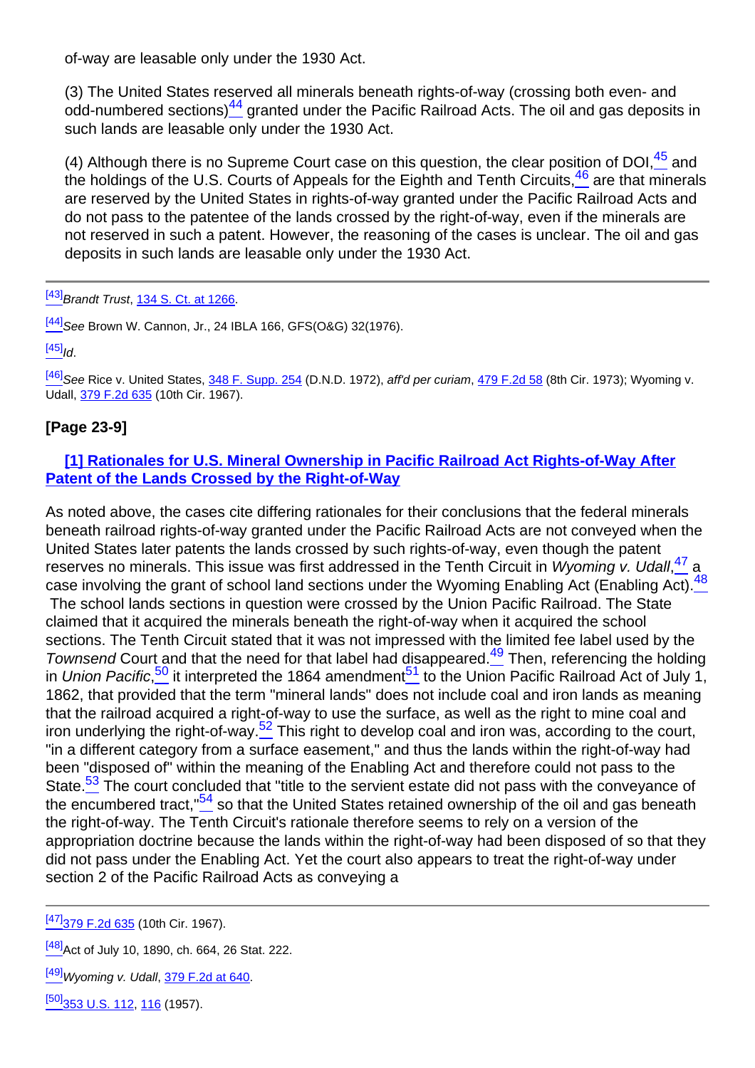of-way are leasable only under the 1930 Act.

(3) The United States reserved all minerals beneath rights-of-way (crossing both even- and odd-numbered sections)[44] granted under the Pacific Railroad Acts. The oil and gas deposits in such lands are leasable only under the 1930 Act.

(4) Although there is no Supreme Court case on this question, the clear position of DOI,[45] and the holdings of the U.S. Courts of Appeals for the Eighth and Tenth Circuits,[46] are that minerals are reserved by the United States in rights-of-way granted under the Pacific Railroad Acts and do not pass to the patentee of the lands crossed by the right-of-way, even if the minerals are not reserved in such a patent. However, the reasoning of the cases is unclear. The oil and gas deposits in such lands are leasable only under the 1930 Act.

---

[43] *Brandt Trust*, 134 S. Ct. at 1266.

[44] *See* Brown W. Cannon, Jr., 24 IBLA 166, GFS(O&G) 32(1976).

[45] *Id*.

[46] *See* Rice v. United States, 348 F. Supp. 254 (D.N.D. 1972), *aff'd per curiam*, 479 F.2d 58 (8th Cir. 1973); Wyoming v. Udall, 379 F.2d 635 (10th Cir. 1967).

**[Page 23-9]**

### [1] Rationales for U.S. Mineral Ownership in Pacific Railroad Act Rights-of-Way After Patent of the Lands Crossed by the Right-of-Way

As noted above, the cases cite differing rationales for their conclusions that the federal minerals beneath railroad rights-of-way granted under the Pacific Railroad Acts are not conveyed when the United States later patents the lands crossed by such rights-of-way, even though the patent reserves no minerals. This issue was first addressed in the Tenth Circuit in *Wyoming v. Udall*,[47] a case involving the grant of school land sections under the Wyoming Enabling Act (Enabling Act).[48] The school lands sections in question were crossed by the Union Pacific Railroad. The State claimed that it acquired the minerals beneath the right-of-way when it acquired the school sections. The Tenth Circuit stated that it was not impressed with the limited fee label used by the *Townsend* Court and that the need for that label had disappeared.[49] Then, referencing the holding in *Union Pacific*,[50] it interpreted the 1864 amendment[51] to the Union Pacific Railroad Act of July 1, 1862, that provided that the term "mineral lands" does not include coal and iron lands as meaning that the railroad acquired a right-of-way to use the surface, as well as the right to mine coal and iron underlying the right-of-way.[52] This right to develop coal and iron was, according to the court, "in a different category from a surface easement," and thus the lands within the right-of-way had been "disposed of" within the meaning of the Enabling Act and therefore could not pass to the State.[53] The court concluded that "title to the servient estate did not pass with the conveyance of the encumbered tract,"[54] so that the United States retained ownership of the oil and gas beneath the right-of-way. The Tenth Circuit's rationale therefore seems to rely on a version of the appropriation doctrine because the lands within the right-of-way had been disposed of so that they did not pass under the Enabling Act. Yet the court also appears to treat the right-of-way under section 2 of the Pacific Railroad Acts as conveying a

---

[47] 379 F.2d 635 (10th Cir. 1967).

[48] Act of July 10, 1890, ch. 664, 26 Stat. 222.

[49] *Wyoming v. Udall*, 379 F.2d at 640.

[50] 353 U.S. 112, 116 (1957).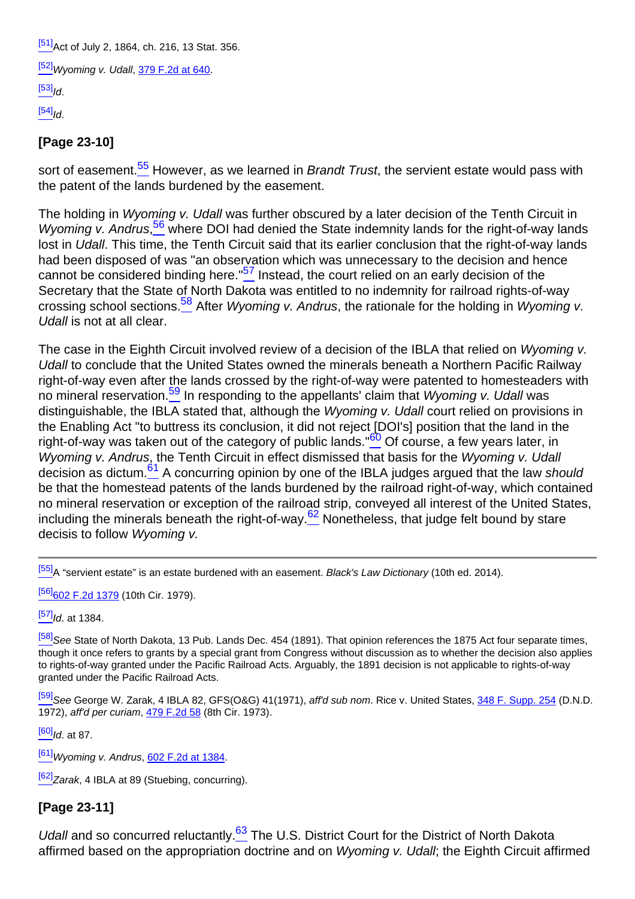[51]Act of July 2, 1864, ch. 216, 13 Stat. 356.

[52]*Wyoming v. Udall*, 379 F.2d at 640.

[53]*Id*.

[54]*Id*.

**[Page 23-10]**

sort of easement.[55] However, as we learned in *Brandt Trust*, the servient estate would pass with the patent of the lands burdened by the easement.

The holding in *Wyoming v. Udall* was further obscured by a later decision of the Tenth Circuit in *Wyoming v. Andrus*,[56] where DOI had denied the State indemnity lands for the right-of-way lands lost in *Udall*. This time, the Tenth Circuit said that its earlier conclusion that the right-of-way lands had been disposed of was "an observation which was unnecessary to the decision and hence cannot be considered binding here."[57] Instead, the court relied on an early decision of the Secretary that the State of North Dakota was entitled to no indemnity for railroad rights-of-way crossing school sections.[58] After *Wyoming v. Andrus*, the rationale for the holding in *Wyoming v. Udall* is not at all clear.

The case in the Eighth Circuit involved review of a decision of the IBLA that relied on *Wyoming v. Udall* to conclude that the United States owned the minerals beneath a Northern Pacific Railway right-of-way even after the lands crossed by the right-of-way were patented to homesteaders with no mineral reservation.[59] In responding to the appellants' claim that *Wyoming v. Udall* was distinguishable, the IBLA stated that, although the *Wyoming v. Udall* court relied on provisions in the Enabling Act "to buttress its conclusion, it did not reject [DOI's] position that the land in the right-of-way was taken out of the category of public lands."[60] Of course, a few years later, in *Wyoming v. Andrus*, the Tenth Circuit in effect dismissed that basis for the *Wyoming v. Udall* decision as dictum.[61] A concurring opinion by one of the IBLA judges argued that the law *should* be that the homestead patents of the lands burdened by the railroad right-of-way, which contained no mineral reservation or exception of the railroad strip, conveyed all interest of the United States, including the minerals beneath the right-of-way.[62] Nonetheless, that judge felt bound by stare decisis to follow *Wyoming v.*

---

[55]A "servient estate" is an estate burdened with an easement. *Black's Law Dictionary* (10th ed. 2014).

[56]602 F.2d 1379 (10th Cir. 1979).

[57]*Id*. at 1384.

[58]*See* State of North Dakota, 13 Pub. Lands Dec. 454 (1891). That opinion references the 1875 Act four separate times, though it once refers to grants by a special grant from Congress without discussion as to whether the decision also applies to rights-of-way granted under the Pacific Railroad Acts. Arguably, the 1891 decision is not applicable to rights-of-way granted under the Pacific Railroad Acts.

[59]*See* George W. Zarak, 4 IBLA 82, GFS(O&G) 41(1971), *aff'd sub nom*. Rice v. United States, 348 F. Supp. 254 (D.N.D. 1972), *aff'd per curiam*, 479 F.2d 58 (8th Cir. 1973).

[60]*Id*. at 87.

[61]*Wyoming v. Andrus*, 602 F.2d at 1384.

[62]*Zarak*, 4 IBLA at 89 (Stuebing, concurring).

**[Page 23-11]**

*Udall* and so concurred reluctantly.[63] The U.S. District Court for the District of North Dakota affirmed based on the appropriation doctrine and on *Wyoming v. Udall*; the Eighth Circuit affirmed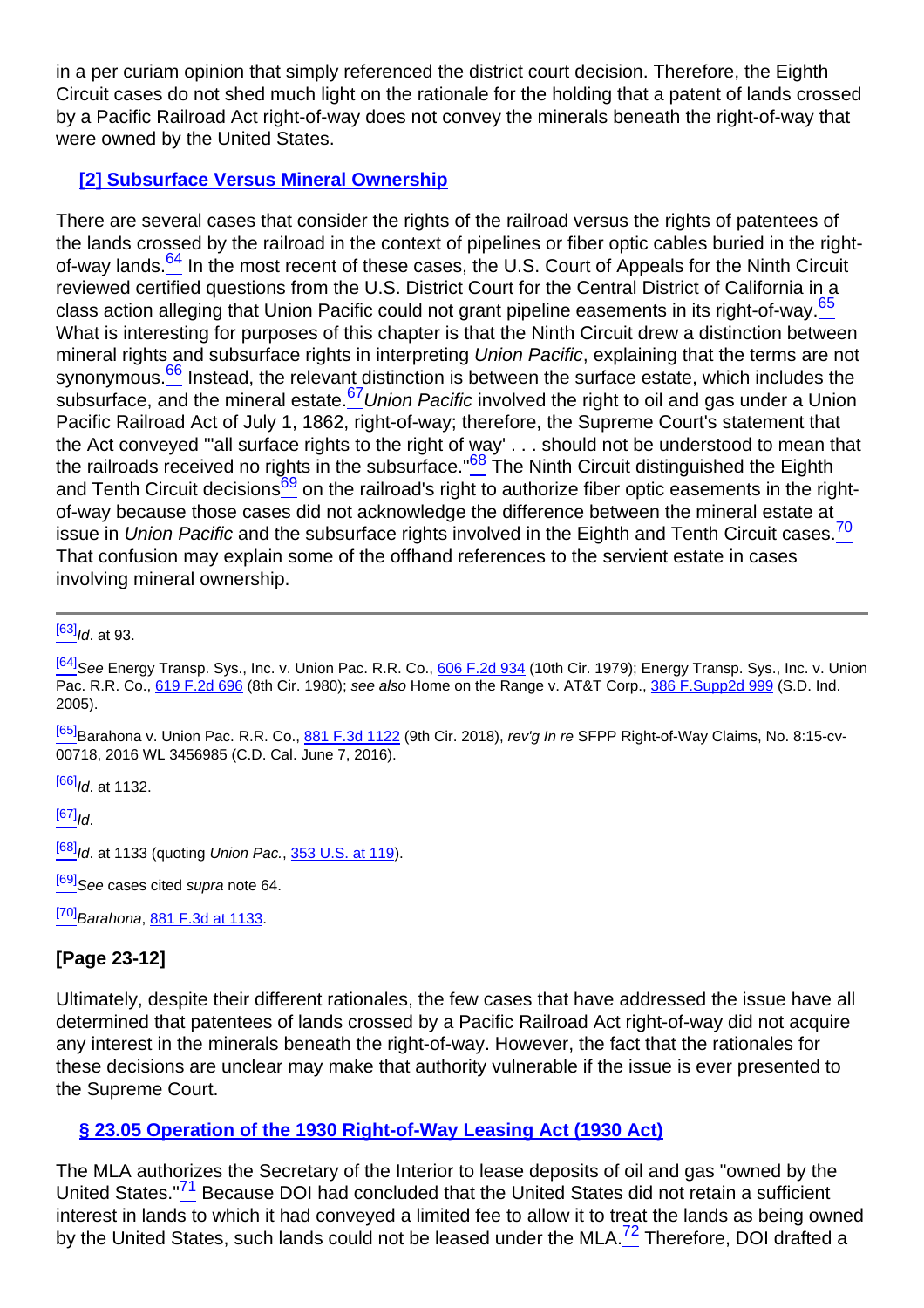in a per curiam opinion that simply referenced the district court decision. Therefore, the Eighth Circuit cases do not shed much light on the rationale for the holding that a patent of lands crossed by a Pacific Railroad Act right-of-way does not convey the minerals beneath the right-of-way that were owned by the United States.

### [2] Subsurface Versus Mineral Ownership

There are several cases that consider the rights of the railroad versus the rights of patentees of the lands crossed by the railroad in the context of pipelines or fiber optic cables buried in the right-of-way lands.[64] In the most recent of these cases, the U.S. Court of Appeals for the Ninth Circuit reviewed certified questions from the U.S. District Court for the Central District of California in a class action alleging that Union Pacific could not grant pipeline easements in its right-of-way.[65] What is interesting for purposes of this chapter is that the Ninth Circuit drew a distinction between mineral rights and subsurface rights in interpreting *Union Pacific*, explaining that the terms are not synonymous.[66] Instead, the relevant distinction is between the surface estate, which includes the subsurface, and the mineral estate.[67] *Union Pacific* involved the right to oil and gas under a Union Pacific Railroad Act of July 1, 1862, right-of-way; therefore, the Supreme Court's statement that the Act conveyed "'all surface rights to the right of way' . . . should not be understood to mean that the railroads received no rights in the subsurface."[68] The Ninth Circuit distinguished the Eighth and Tenth Circuit decisions[69] on the railroad's right to authorize fiber optic easements in the right-of-way because those cases did not acknowledge the difference between the mineral estate at issue in *Union Pacific* and the subsurface rights involved in the Eighth and Tenth Circuit cases.[70] That confusion may explain some of the offhand references to the servient estate in cases involving mineral ownership.

---

[63] *Id*. at 93.

[64] *See* Energy Transp. Sys., Inc. v. Union Pac. R.R. Co., 606 F.2d 934 (10th Cir. 1979); Energy Transp. Sys., Inc. v. Union Pac. R.R. Co., 619 F.2d 696 (8th Cir. 1980); *see also* Home on the Range v. AT&T Corp., 386 F.Supp2d 999 (S.D. Ind. 2005).

[65] Barahona v. Union Pac. R.R. Co., 881 F.3d 1122 (9th Cir. 2018), *rev'g In re* SFPP Right-of-Way Claims, No. 8:15-cv-00718, 2016 WL 3456985 (C.D. Cal. June 7, 2016).

[66] *Id*. at 1132.

[67] *Id*.

[68] *Id*. at 1133 (quoting *Union Pac.*, 353 U.S. at 119).

[69] *See* cases cited *supra* note 64.

[70] *Barahona*, 881 F.3d at 1133.

**[Page 23-12]**

Ultimately, despite their different rationales, the few cases that have addressed the issue have all determined that patentees of lands crossed by a Pacific Railroad Act right-of-way did not acquire any interest in the minerals beneath the right-of-way. However, the fact that the rationales for these decisions are unclear may make that authority vulnerable if the issue is ever presented to the Supreme Court.

## § 23.05 Operation of the 1930 Right-of-Way Leasing Act (1930 Act)

The MLA authorizes the Secretary of the Interior to lease deposits of oil and gas "owned by the United States."[71] Because DOI had concluded that the United States did not retain a sufficient interest in lands to which it had conveyed a limited fee to allow it to treat the lands as being owned by the United States, such lands could not be leased under the MLA.[72] Therefore, DOI drafted a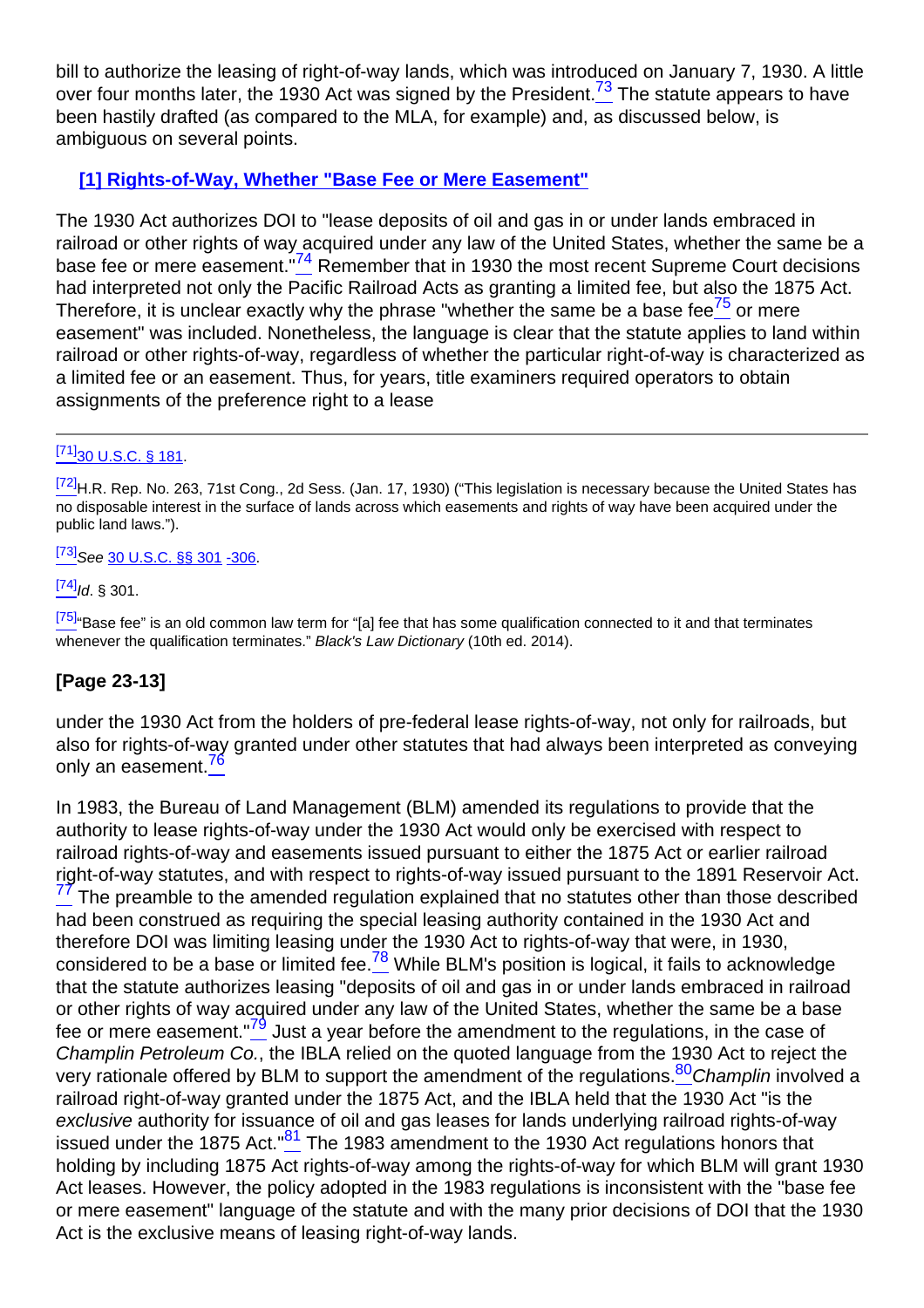bill to authorize the leasing of right-of-way lands, which was introduced on January 7, 1930. A little over four months later, the 1930 Act was signed by the President.[73] The statute appears to have been hastily drafted (as compared to the MLA, for example) and, as discussed below, is ambiguous on several points.

### [1] Rights-of-Way, Whether "Base Fee or Mere Easement"

The 1930 Act authorizes DOI to "lease deposits of oil and gas in or under lands embraced in railroad or other rights of way acquired under any law of the United States, whether the same be a base fee or mere easement."[74] Remember that in 1930 the most recent Supreme Court decisions had interpreted not only the Pacific Railroad Acts as granting a limited fee, but also the 1875 Act. Therefore, it is unclear exactly why the phrase "whether the same be a base fee[75] or mere easement" was included. Nonetheless, the language is clear that the statute applies to land within railroad or other rights-of-way, regardless of whether the particular right-of-way is characterized as a limited fee or an easement. Thus, for years, title examiners required operators to obtain assignments of the preference right to a lease

---

[71] 30 U.S.C. § 181.

[72] H.R. Rep. No. 263, 71st Cong., 2d Sess. (Jan. 17, 1930) ("This legislation is necessary because the United States has no disposable interest in the surface of lands across which easements and rights of way have been acquired under the public land laws.").

[73] *See* 30 U.S.C. §§ 301 -306.

[74] *Id*. § 301.

[75] "Base fee" is an old common law term for "[a] fee that has some qualification connected to it and that terminates whenever the qualification terminates." *Black's Law Dictionary* (10th ed. 2014).

**[Page 23-13]**

under the 1930 Act from the holders of pre-federal lease rights-of-way, not only for railroads, but also for rights-of-way granted under other statutes that had always been interpreted as conveying only an easement.[76]

In 1983, the Bureau of Land Management (BLM) amended its regulations to provide that the authority to lease rights-of-way under the 1930 Act would only be exercised with respect to railroad rights-of-way and easements issued pursuant to either the 1875 Act or earlier railroad right-of-way statutes, and with respect to rights-of-way issued pursuant to the 1891 Reservoir Act.[77] The preamble to the amended regulation explained that no statutes other than those described had been construed as requiring the special leasing authority contained in the 1930 Act and therefore DOI was limiting leasing under the 1930 Act to rights-of-way that were, in 1930, considered to be a base or limited fee.[78] While BLM's position is logical, it fails to acknowledge that the statute authorizes leasing "deposits of oil and gas in or under lands embraced in railroad or other rights of way acquired under any law of the United States, whether the same be a base fee or mere easement."[79] Just a year before the amendment to the regulations, in the case of *Champlin Petroleum Co.*, the IBLA relied on the quoted language from the 1930 Act to reject the very rationale offered by BLM to support the amendment of the regulations.[80] *Champlin* involved a railroad right-of-way granted under the 1875 Act, and the IBLA held that the 1930 Act "is the *exclusive* authority for issuance of oil and gas leases for lands underlying railroad rights-of-way issued under the 1875 Act."[81] The 1983 amendment to the 1930 Act regulations honors that holding by including 1875 Act rights-of-way among the rights-of-way for which BLM will grant 1930 Act leases. However, the policy adopted in the 1983 regulations is inconsistent with the "base fee or mere easement" language of the statute and with the many prior decisions of DOI that the 1930 Act is the exclusive means of leasing right-of-way lands.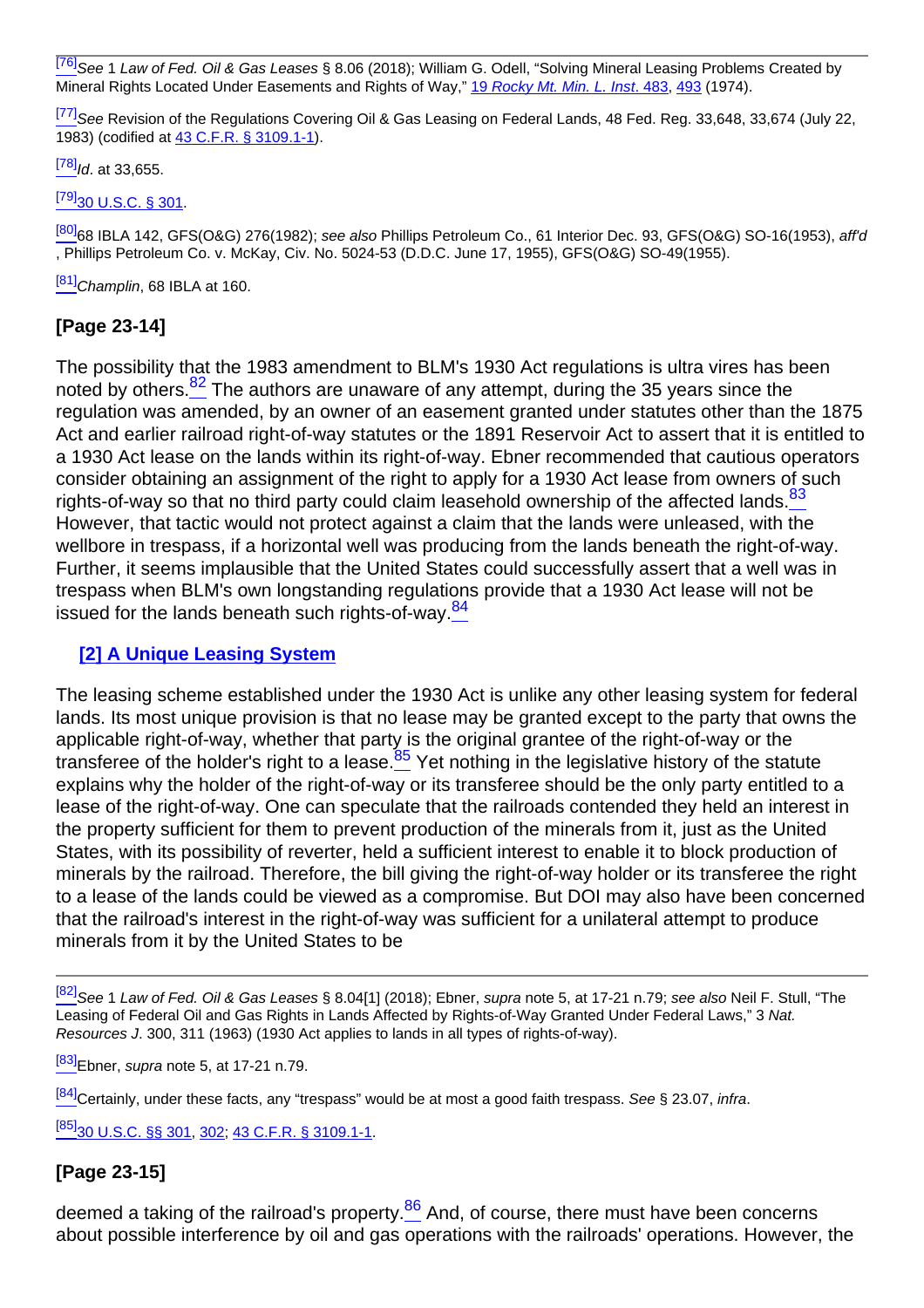[76] *See* 1 *Law of Fed. Oil & Gas Leases* § 8.06 (2018); William G. Odell, "Solving Mineral Leasing Problems Created by Mineral Rights Located Under Easements and Rights of Way," 19 *Rocky Mt. Min. L. Inst*. 483, 493 (1974).

[77] *See* Revision of the Regulations Covering Oil & Gas Leasing on Federal Lands, 48 Fed. Reg. 33,648, 33,674 (July 22, 1983) (codified at 43 C.F.R. § 3109.1-1).

[78] *Id*. at 33,655.

[79] 30 U.S.C. § 301.

[80] 68 IBLA 142, GFS(O&G) 276(1982); *see also* Phillips Petroleum Co., 61 Interior Dec. 93, GFS(O&G) SO-16(1953), *aff'd*, Phillips Petroleum Co. v. McKay, Civ. No. 5024-53 (D.D.C. June 17, 1955), GFS(O&G) SO-49(1955).

[81] *Champlin*, 68 IBLA at 160.

**[Page 23-14]**

The possibility that the 1983 amendment to BLM's 1930 Act regulations is ultra vires has been noted by others.[82] The authors are unaware of any attempt, during the 35 years since the regulation was amended, by an owner of an easement granted under statutes other than the 1875 Act and earlier railroad right-of-way statutes or the 1891 Reservoir Act to assert that it is entitled to a 1930 Act lease on the lands within its right-of-way. Ebner recommended that cautious operators consider obtaining an assignment of the right to apply for a 1930 Act lease from owners of such rights-of-way so that no third party could claim leasehold ownership of the affected lands.[83] However, that tactic would not protect against a claim that the lands were unleased, with the wellbore in trespass, if a horizontal well was producing from the lands beneath the right-of-way. Further, it seems implausible that the United States could successfully assert that a well was in trespass when BLM's own longstanding regulations provide that a 1930 Act lease will not be issued for the lands beneath such rights-of-way.[84]

### [2] A Unique Leasing System

The leasing scheme established under the 1930 Act is unlike any other leasing system for federal lands. Its most unique provision is that no lease may be granted except to the party that owns the applicable right-of-way, whether that party is the original grantee of the right-of-way or the transferee of the holder's right to a lease.[85] Yet nothing in the legislative history of the statute explains why the holder of the right-of-way or its transferee should be the only party entitled to a lease of the right-of-way. One can speculate that the railroads contended they held an interest in the property sufficient for them to prevent production of the minerals from it, just as the United States, with its possibility of reverter, held a sufficient interest to enable it to block production of minerals by the railroad. Therefore, the bill giving the right-of-way holder or its transferee the right to a lease of the lands could be viewed as a compromise. But DOI may also have been concerned that the railroad's interest in the right-of-way was sufficient for a unilateral attempt to produce minerals from it by the United States to be

[82] *See* 1 *Law of Fed. Oil & Gas Leases* § 8.04[1] (2018); Ebner, *supra* note 5, at 17-21 n.79; *see also* Neil F. Stull, "The Leasing of Federal Oil and Gas Rights in Lands Affected by Rights-of-Way Granted Under Federal Laws," 3 *Nat. Resources J*. 300, 311 (1963) (1930 Act applies to lands in all types of rights-of-way).

[83] Ebner, *supra* note 5, at 17-21 n.79.

[84] Certainly, under these facts, any "trespass" would be at most a good faith trespass. *See* § 23.07, *infra*.

[85] 30 U.S.C. §§ 301, 302; 43 C.F.R. § 3109.1-1.

**[Page 23-15]**

deemed a taking of the railroad's property.[86] And, of course, there must have been concerns about possible interference by oil and gas operations with the railroads' operations. However, the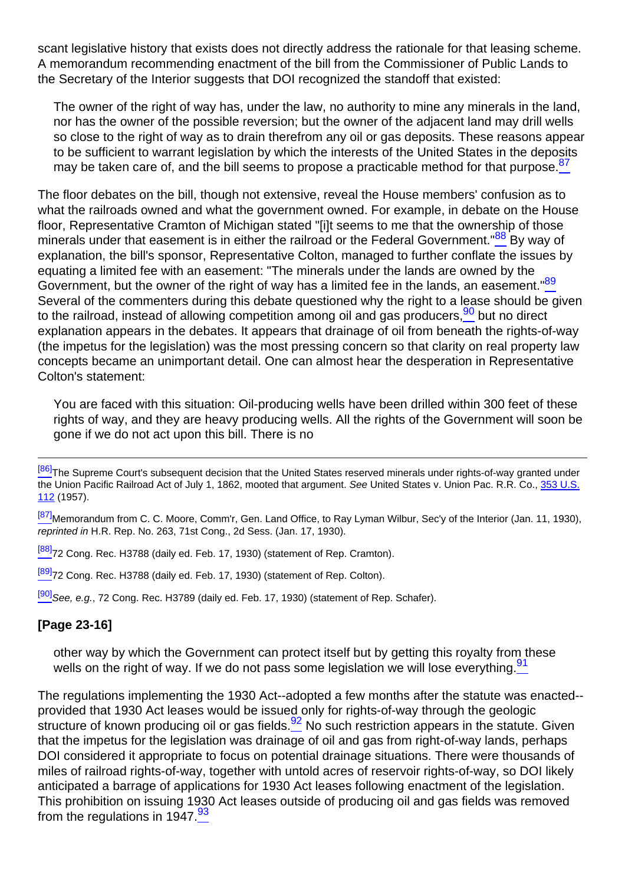scant legislative history that exists does not directly address the rationale for that leasing scheme. A memorandum recommending enactment of the bill from the Commissioner of Public Lands to the Secretary of the Interior suggests that DOI recognized the standoff that existed:

> The owner of the right of way has, under the law, no authority to mine any minerals in the land, nor has the owner of the possible reversion; but the owner of the adjacent land may drill wells so close to the right of way as to drain therefrom any oil or gas deposits. These reasons appear to be sufficient to warrant legislation by which the interests of the United States in the deposits may be taken care of, and the bill seems to propose a practicable method for that purpose.[87]

The floor debates on the bill, though not extensive, reveal the House members' confusion as to what the railroads owned and what the government owned. For example, in debate on the House floor, Representative Cramton of Michigan stated "[i]t seems to me that the ownership of those minerals under that easement is in either the railroad or the Federal Government."[88] By way of explanation, the bill's sponsor, Representative Colton, managed to further conflate the issues by equating a limited fee with an easement: "The minerals under the lands are owned by the Government, but the owner of the right of way has a limited fee in the lands, an easement."[89] Several of the commenters during this debate questioned why the right to a lease should be given to the railroad, instead of allowing competition among oil and gas producers,[90] but no direct explanation appears in the debates. It appears that drainage of oil from beneath the rights-of-way (the impetus for the legislation) was the most pressing concern so that clarity on real property law concepts became an unimportant detail. One can almost hear the desperation in Representative Colton's statement:

> You are faced with this situation: Oil-producing wells have been drilled within 300 feet of these rights of way, and they are heavy producing wells. All the rights of the Government will soon be gone if we do not act upon this bill. There is no

[86] The Supreme Court's subsequent decision that the United States reserved minerals under rights-of-way granted under the Union Pacific Railroad Act of July 1, 1862, mooted that argument. *See* United States v. Union Pac. R.R. Co., 353 U.S. 112 (1957).

[87] Memorandum from C. C. Moore, Comm'r, Gen. Land Office, to Ray Lyman Wilbur, Sec'y of the Interior (Jan. 11, 1930), *reprinted in* H.R. Rep. No. 263, 71st Cong., 2d Sess. (Jan. 17, 1930).

[88] 72 Cong. Rec. H3788 (daily ed. Feb. 17, 1930) (statement of Rep. Cramton).

[89] 72 Cong. Rec. H3788 (daily ed. Feb. 17, 1930) (statement of Rep. Colton).

[90] *See, e.g.*, 72 Cong. Rec. H3789 (daily ed. Feb. 17, 1930) (statement of Rep. Schafer).

**[Page 23-16]**

> other way by which the Government can protect itself but by getting this royalty from these wells on the right of way. If we do not pass some legislation we will lose everything.[91]

The regulations implementing the 1930 Act--adopted a few months after the statute was enacted--provided that 1930 Act leases would be issued only for rights-of-way through the geologic structure of known producing oil or gas fields.[92] No such restriction appears in the statute. Given that the impetus for the legislation was drainage of oil and gas from right-of-way lands, perhaps DOI considered it appropriate to focus on potential drainage situations. There were thousands of miles of railroad rights-of-way, together with untold acres of reservoir rights-of-way, so DOI likely anticipated a barrage of applications for 1930 Act leases following enactment of the legislation. This prohibition on issuing 1930 Act leases outside of producing oil and gas fields was removed from the regulations in 1947.[93]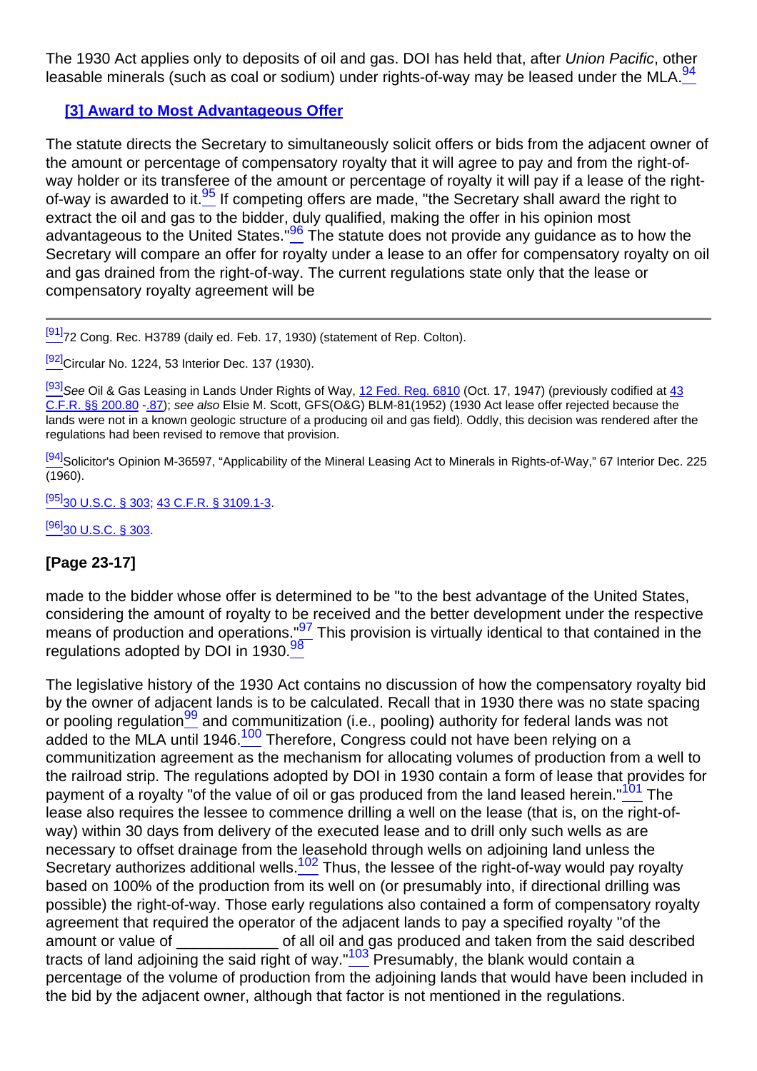The 1930 Act applies only to deposits of oil and gas. DOI has held that, after *Union Pacific*, other leasable minerals (such as coal or sodium) under rights-of-way may be leased under the MLA.[94]

### [3] Award to Most Advantageous Offer

The statute directs the Secretary to simultaneously solicit offers or bids from the adjacent owner of the amount or percentage of compensatory royalty that it will agree to pay and from the right-of-way holder or its transferee of the amount or percentage of royalty it will pay if a lease of the right-of-way is awarded to it.[95] If competing offers are made, "the Secretary shall award the right to extract the oil and gas to the bidder, duly qualified, making the offer in his opinion most advantageous to the United States."[96] The statute does not provide any guidance as to how the Secretary will compare an offer for royalty under a lease to an offer for compensatory royalty on oil and gas drained from the right-of-way. The current regulations state only that the lease or compensatory royalty agreement will be

---

[91] 72 Cong. Rec. H3789 (daily ed. Feb. 17, 1930) (statement of Rep. Colton).

[92] Circular No. 1224, 53 Interior Dec. 137 (1930).

[93] *See* Oil & Gas Leasing in Lands Under Rights of Way, 12 Fed. Reg. 6810 (Oct. 17, 1947) (previously codified at 43 C.F.R. §§ 200.80 -.87); *see also* Elsie M. Scott, GFS(O&G) BLM-81(1952) (1930 Act lease offer rejected because the lands were not in a known geologic structure of a producing oil and gas field). Oddly, this decision was rendered after the regulations had been revised to remove that provision.

[94] Solicitor's Opinion M-36597, "Applicability of the Mineral Leasing Act to Minerals in Rights-of-Way," 67 Interior Dec. 225 (1960).

[95] 30 U.S.C. § 303; 43 C.F.R. § 3109.1-3.

[96] 30 U.S.C. § 303.

**[Page 23-17]**

made to the bidder whose offer is determined to be "to the best advantage of the United States, considering the amount of royalty to be received and the better development under the respective means of production and operations."[97] This provision is virtually identical to that contained in the regulations adopted by DOI in 1930.[98]

The legislative history of the 1930 Act contains no discussion of how the compensatory royalty bid by the owner of adjacent lands is to be calculated. Recall that in 1930 there was no state spacing or pooling regulation[99] and communitization (i.e., pooling) authority for federal lands was not added to the MLA until 1946.[100] Therefore, Congress could not have been relying on a communitization agreement as the mechanism for allocating volumes of production from a well to the railroad strip. The regulations adopted by DOI in 1930 contain a form of lease that provides for payment of a royalty "of the value of oil or gas produced from the land leased herein."[101] The lease also requires the lessee to commence drilling a well on the lease (that is, on the right-of-way) within 30 days from delivery of the executed lease and to drill only such wells as are necessary to offset drainage from the leasehold through wells on adjoining land unless the Secretary authorizes additional wells.[102] Thus, the lessee of the right-of-way would pay royalty based on 100% of the production from its well on (or presumably into, if directional drilling was possible) the right-of-way. Those early regulations also contained a form of compensatory royalty agreement that required the operator of the adjacent lands to pay a specified royalty "of the amount or value of ____________ of all oil and gas produced and taken from the said described tracts of land adjoining the said right of way."[103] Presumably, the blank would contain a percentage of the volume of production from the adjoining lands that would have been included in the bid by the adjacent owner, although that factor is not mentioned in the regulations.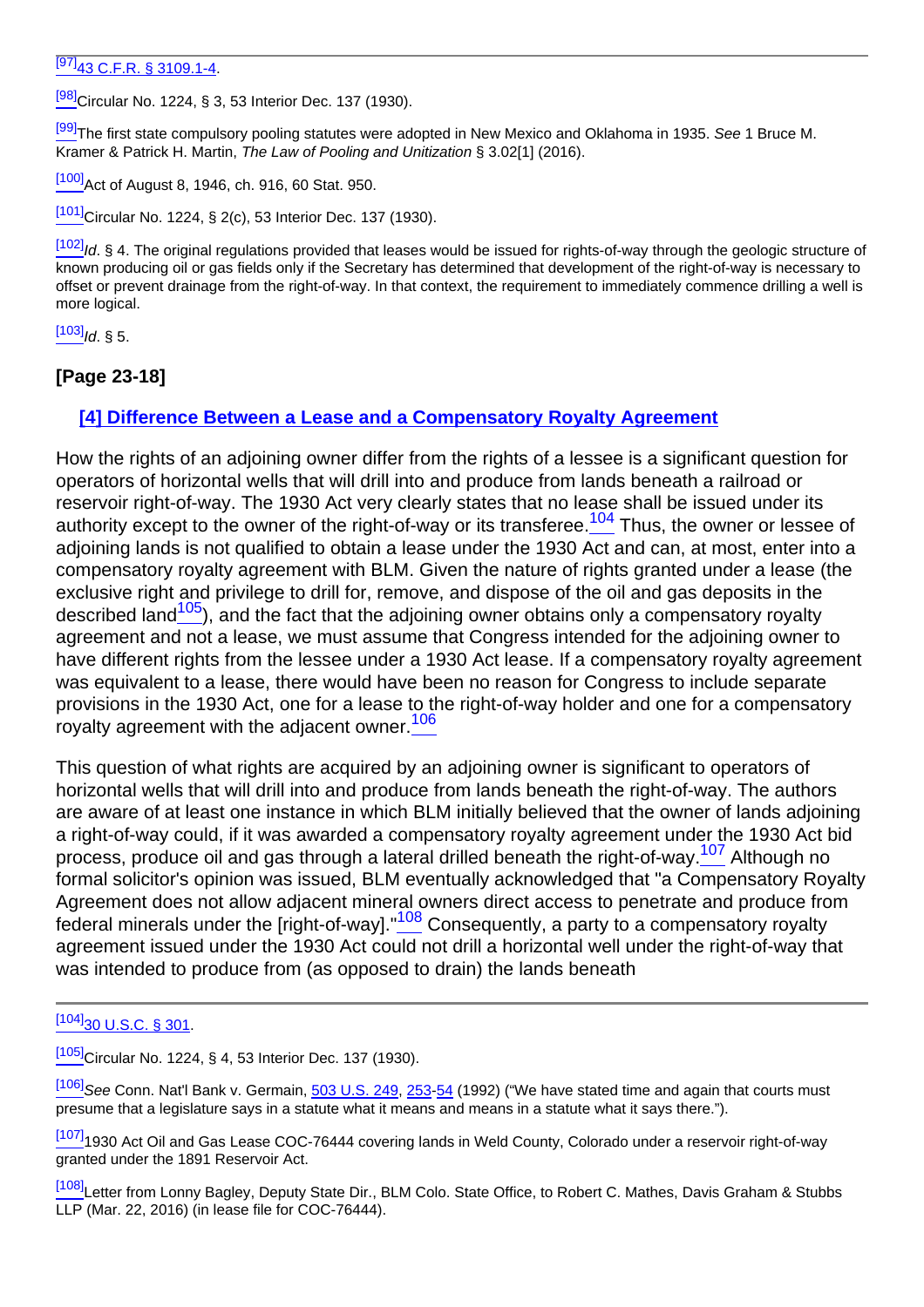[97] 43 C.F.R. § 3109.1-4.

[98] Circular No. 1224, § 3, 53 Interior Dec. 137 (1930).

[99] The first state compulsory pooling statutes were adopted in New Mexico and Oklahoma in 1935. *See* 1 Bruce M. Kramer & Patrick H. Martin, *The Law of Pooling and Unitization* § 3.02[1] (2016).

[100] Act of August 8, 1946, ch. 916, 60 Stat. 950.

[101] Circular No. 1224, § 2(c), 53 Interior Dec. 137 (1930).

[102] *Id*. § 4. The original regulations provided that leases would be issued for rights-of-way through the geologic structure of known producing oil or gas fields only if the Secretary has determined that development of the right-of-way is necessary to offset or prevent drainage from the right-of-way. In that context, the requirement to immediately commence drilling a well is more logical.

[103] *Id*. § 5.

**[Page 23-18]**

### [4] Difference Between a Lease and a Compensatory Royalty Agreement

How the rights of an adjoining owner differ from the rights of a lessee is a significant question for operators of horizontal wells that will drill into and produce from lands beneath a railroad or reservoir right-of-way. The 1930 Act very clearly states that no lease shall be issued under its authority except to the owner of the right-of-way or its transferee.[104] Thus, the owner or lessee of adjoining lands is not qualified to obtain a lease under the 1930 Act and can, at most, enter into a compensatory royalty agreement with BLM. Given the nature of rights granted under a lease (the exclusive right and privilege to drill for, remove, and dispose of the oil and gas deposits in the described land[105]), and the fact that the adjoining owner obtains only a compensatory royalty agreement and not a lease, we must assume that Congress intended for the adjoining owner to have different rights from the lessee under a 1930 Act lease. If a compensatory royalty agreement was equivalent to a lease, there would have been no reason for Congress to include separate provisions in the 1930 Act, one for a lease to the right-of-way holder and one for a compensatory royalty agreement with the adjacent owner.[106]

This question of what rights are acquired by an adjoining owner is significant to operators of horizontal wells that will drill into and produce from lands beneath the right-of-way. The authors are aware of at least one instance in which BLM initially believed that the owner of lands adjoining a right-of-way could, if it was awarded a compensatory royalty agreement under the 1930 Act bid process, produce oil and gas through a lateral drilled beneath the right-of-way.[107] Although no formal solicitor's opinion was issued, BLM eventually acknowledged that "a Compensatory Royalty Agreement does not allow adjacent mineral owners direct access to penetrate and produce from federal minerals under the [right-of-way]."[108] Consequently, a party to a compensatory royalty agreement issued under the 1930 Act could not drill a horizontal well under the right-of-way that was intended to produce from (as opposed to drain) the lands beneath

[104] 30 U.S.C. § 301.

[105] Circular No. 1224, § 4, 53 Interior Dec. 137 (1930).

[106] *See* Conn. Nat'l Bank v. Germain, 503 U.S. 249, 253-54 (1992) ("We have stated time and again that courts must presume that a legislature says in a statute what it means and means in a statute what it says there.").

[107] 1930 Act Oil and Gas Lease COC-76444 covering lands in Weld County, Colorado under a reservoir right-of-way granted under the 1891 Reservoir Act.

[108] Letter from Lonny Bagley, Deputy State Dir., BLM Colo. State Office, to Robert C. Mathes, Davis Graham & Stubbs LLP (Mar. 22, 2016) (in lease file for COC-76444).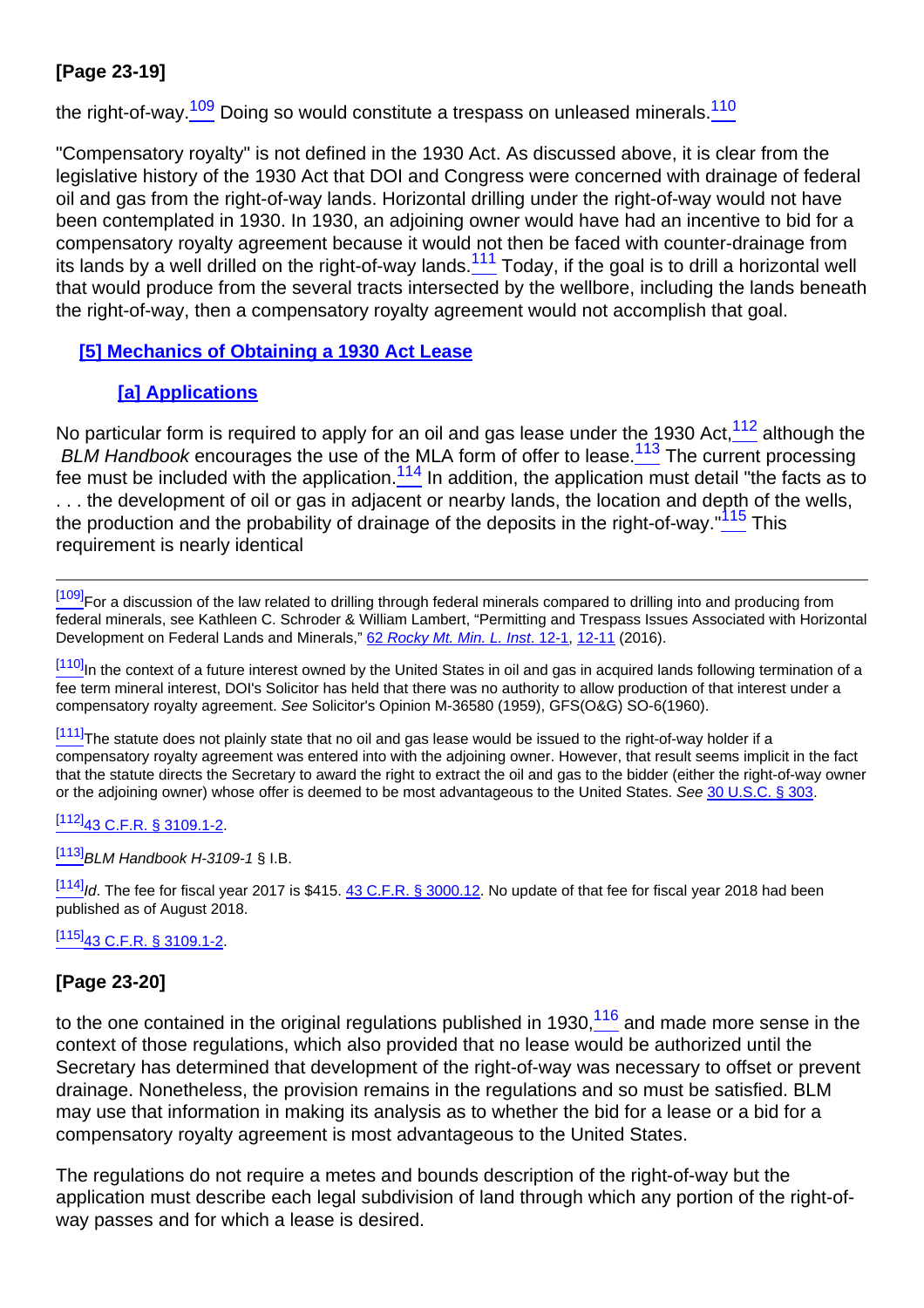**[Page 23-19]**

the right-of-way.[109] Doing so would constitute a trespass on unleased minerals.[110]

"Compensatory royalty" is not defined in the 1930 Act. As discussed above, it is clear from the legislative history of the 1930 Act that DOI and Congress were concerned with drainage of federal oil and gas from the right-of-way lands. Horizontal drilling under the right-of-way would not have been contemplated in 1930. In 1930, an adjoining owner would have had an incentive to bid for a compensatory royalty agreement because it would not then be faced with counter-drainage from its lands by a well drilled on the right-of-way lands.[111] Today, if the goal is to drill a horizontal well that would produce from the several tracts intersected by the wellbore, including the lands beneath the right-of-way, then a compensatory royalty agreement would not accomplish that goal.

### [5] Mechanics of Obtaining a 1930 Act Lease

#### [a] Applications

No particular form is required to apply for an oil and gas lease under the 1930 Act,[112] although the *BLM Handbook* encourages the use of the MLA form of offer to lease.[113] The current processing fee must be included with the application.[114] In addition, the application must detail "the facts as to . . . the development of oil or gas in adjacent or nearby lands, the location and depth of the wells, the production and the probability of drainage of the deposits in the right-of-way."[115] This requirement is nearly identical

---

[109] For a discussion of the law related to drilling through federal minerals compared to drilling into and producing from federal minerals, see Kathleen C. Schroder & William Lambert, "Permitting and Trespass Issues Associated with Horizontal Development on Federal Lands and Minerals," 62 *Rocky Mt. Min. L. Inst*. 12-1, 12-11 (2016).

[110] In the context of a future interest owned by the United States in oil and gas in acquired lands following termination of a fee term mineral interest, DOI's Solicitor has held that there was no authority to allow production of that interest under a compensatory royalty agreement. *See* Solicitor's Opinion M-36580 (1959), GFS(O&G) SO-6(1960).

[111] The statute does not plainly state that no oil and gas lease would be issued to the right-of-way holder if a compensatory royalty agreement was entered into with the adjoining owner. However, that result seems implicit in the fact that the statute directs the Secretary to award the right to extract the oil and gas to the bidder (either the right-of-way owner or the adjoining owner) whose offer is deemed to be most advantageous to the United States. *See* 30 U.S.C. § 303.

[112] 43 C.F.R. § 3109.1-2.

[113] *BLM Handbook H-3109-1* § I.B.

[114] *Id*. The fee for fiscal year 2017 is $415. 43 C.F.R. § 3000.12. No update of that fee for fiscal year 2018 had been published as of August 2018.

[115] 43 C.F.R. § 3109.1-2.

**[Page 23-20]**

to the one contained in the original regulations published in 1930,[116] and made more sense in the context of those regulations, which also provided that no lease would be authorized until the Secretary has determined that development of the right-of-way was necessary to offset or prevent drainage. Nonetheless, the provision remains in the regulations and so must be satisfied. BLM may use that information in making its analysis as to whether the bid for a lease or a bid for a compensatory royalty agreement is most advantageous to the United States.

The regulations do not require a metes and bounds description of the right-of-way but the application must describe each legal subdivision of land through which any portion of the right-of-way passes and for which a lease is desired.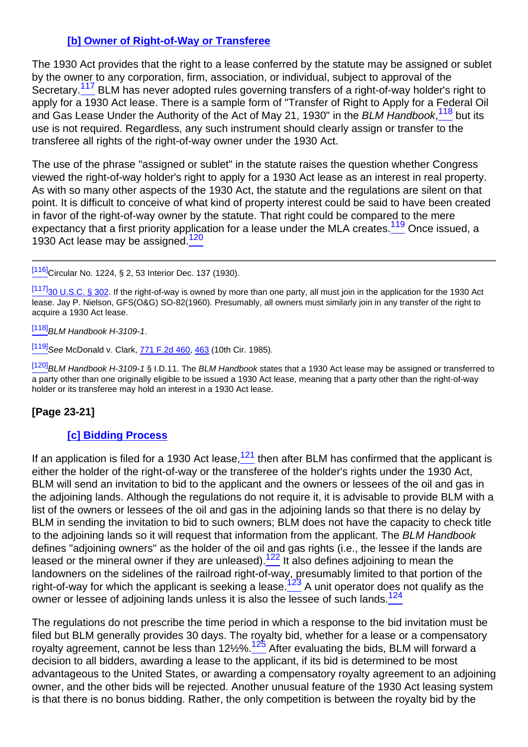### [b] Owner of Right-of-Way or Transferee

The 1930 Act provides that the right to a lease conferred by the statute may be assigned or sublet by the owner to any corporation, firm, association, or individual, subject to approval of the Secretary.[117] BLM has never adopted rules governing transfers of a right-of-way holder's right to apply for a 1930 Act lease. There is a sample form of "Transfer of Right to Apply for a Federal Oil and Gas Lease Under the Authority of the Act of May 21, 1930" in the *BLM Handbook*,[118] but its use is not required. Regardless, any such instrument should clearly assign or transfer to the transferee all rights of the right-of-way owner under the 1930 Act.

The use of the phrase "assigned or sublet" in the statute raises the question whether Congress viewed the right-of-way holder's right to apply for a 1930 Act lease as an interest in real property. As with so many other aspects of the 1930 Act, the statute and the regulations are silent on that point. It is difficult to conceive of what kind of property interest could be said to have been created in favor of the right-of-way owner by the statute. That right could be compared to the mere expectancy that a first priority application for a lease under the MLA creates.[119] Once issued, a 1930 Act lease may be assigned.[120]

---

[116] Circular No. 1224, § 2, 53 Interior Dec. 137 (1930).

[117] 30 U.S.C. § 302. If the right-of-way is owned by more than one party, all must join in the application for the 1930 Act lease. Jay P. Nielson, GFS(O&G) SO-82(1960). Presumably, all owners must similarly join in any transfer of the right to acquire a 1930 Act lease.

[118] *BLM Handbook H-3109-1*.

[119] *See* McDonald v. Clark, 771 F.2d 460, 463 (10th Cir. 1985).

[120] *BLM Handbook H-3109-1* § I.D.11. The *BLM Handbook* states that a 1930 Act lease may be assigned or transferred to a party other than one originally eligible to be issued a 1930 Act lease, meaning that a party other than the right-of-way holder or its transferee may hold an interest in a 1930 Act lease.

**[Page 23-21]**

### [c] Bidding Process

If an application is filed for a 1930 Act lease,[121] then after BLM has confirmed that the applicant is either the holder of the right-of-way or the transferee of the holder's rights under the 1930 Act, BLM will send an invitation to bid to the applicant and the owners or lessees of the oil and gas in the adjoining lands. Although the regulations do not require it, it is advisable to provide BLM with a list of the owners or lessees of the oil and gas in the adjoining lands so that there is no delay by BLM in sending the invitation to bid to such owners; BLM does not have the capacity to check title to the adjoining lands so it will request that information from the applicant. The *BLM Handbook* defines "adjoining owners" as the holder of the oil and gas rights (i.e., the lessee if the lands are leased or the mineral owner if they are unleased).[122] It also defines adjoining to mean the landowners on the sidelines of the railroad right-of-way, presumably limited to that portion of the right-of-way for which the applicant is seeking a lease.[123] A unit operator does not qualify as the owner or lessee of adjoining lands unless it is also the lessee of such lands.[124]

The regulations do not prescribe the time period in which a response to the bid invitation must be filed but BLM generally provides 30 days. The royalty bid, whether for a lease or a compensatory royalty agreement, cannot be less than 12½%.[125] After evaluating the bids, BLM will forward a decision to all bidders, awarding a lease to the applicant, if its bid is determined to be most advantageous to the United States, or awarding a compensatory royalty agreement to an adjoining owner, and the other bids will be rejected. Another unusual feature of the 1930 Act leasing system is that there is no bonus bidding. Rather, the only competition is between the royalty bid by the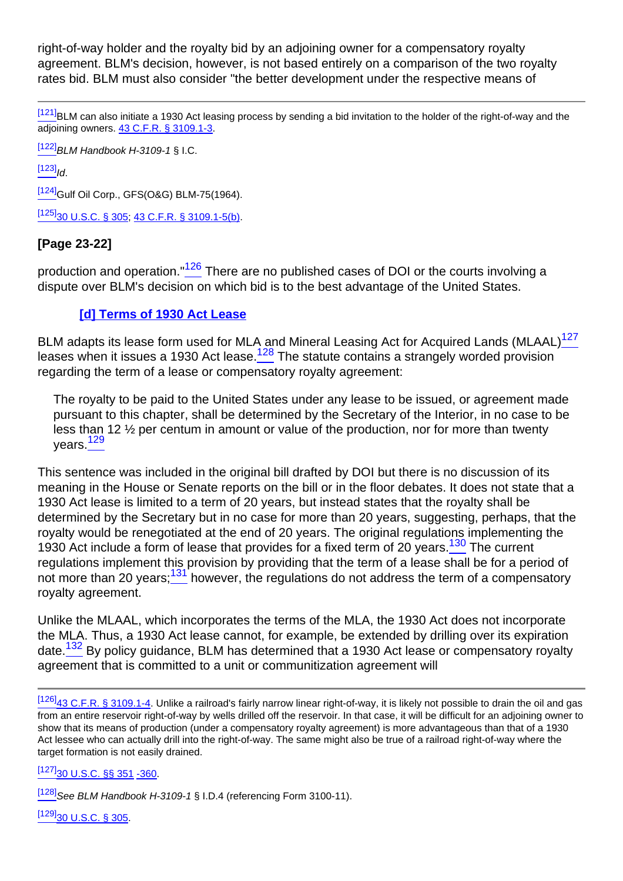right-of-way holder and the royalty bid by an adjoining owner for a compensatory royalty agreement. BLM's decision, however, is not based entirely on a comparison of the two royalty rates bid. BLM must also consider "the better development under the respective means of

---

[121] BLM can also initiate a 1930 Act leasing process by sending a bid invitation to the holder of the right-of-way and the adjoining owners. 43 C.F.R. § 3109.1-3.

[122] *BLM Handbook H-3109-1* § I.C.

[123] *Id*.

[124] Gulf Oil Corp., GFS(O&G) BLM-75(1964).

[125] 30 U.S.C. § 305; 43 C.F.R. § 3109.1-5(b).

**[Page 23-22]**

production and operation."[126] There are no published cases of DOI or the courts involving a dispute over BLM's decision on which bid is to the best advantage of the United States.

### [d] Terms of 1930 Act Lease

BLM adapts its lease form used for MLA and Mineral Leasing Act for Acquired Lands (MLAAL)[127] leases when it issues a 1930 Act lease.[128] The statute contains a strangely worded provision regarding the term of a lease or compensatory royalty agreement:

> The royalty to be paid to the United States under any lease to be issued, or agreement made pursuant to this chapter, shall be determined by the Secretary of the Interior, in no case to be less than 12 ½ per centum in amount or value of the production, nor for more than twenty years.[129]

This sentence was included in the original bill drafted by DOI but there is no discussion of its meaning in the House or Senate reports on the bill or in the floor debates. It does not state that a 1930 Act lease is limited to a term of 20 years, but instead states that the royalty shall be determined by the Secretary but in no case for more than 20 years, suggesting, perhaps, that the royalty would be renegotiated at the end of 20 years. The original regulations implementing the 1930 Act include a form of lease that provides for a fixed term of 20 years.[130] The current regulations implement this provision by providing that the term of a lease shall be for a period of not more than 20 years;[131] however, the regulations do not address the term of a compensatory royalty agreement.

Unlike the MLAAL, which incorporates the terms of the MLA, the 1930 Act does not incorporate the MLA. Thus, a 1930 Act lease cannot, for example, be extended by drilling over its expiration date.[132] By policy guidance, BLM has determined that a 1930 Act lease or compensatory royalty agreement that is committed to a unit or communitization agreement will

---

[126] 43 C.F.R. § 3109.1-4. Unlike a railroad's fairly narrow linear right-of-way, it is likely not possible to drain the oil and gas from an entire reservoir right-of-way by wells drilled off the reservoir. In that case, it will be difficult for an adjoining owner to show that its means of production (under a compensatory royalty agreement) is more advantageous than that of a 1930 Act lessee who can actually drill into the right-of-way. The same might also be true of a railroad right-of-way where the target formation is not easily drained.

[127] 30 U.S.C. §§ 351 -360.

[128] *See BLM Handbook H-3109-1* § I.D.4 (referencing Form 3100-11).

[129] 30 U.S.C. § 305.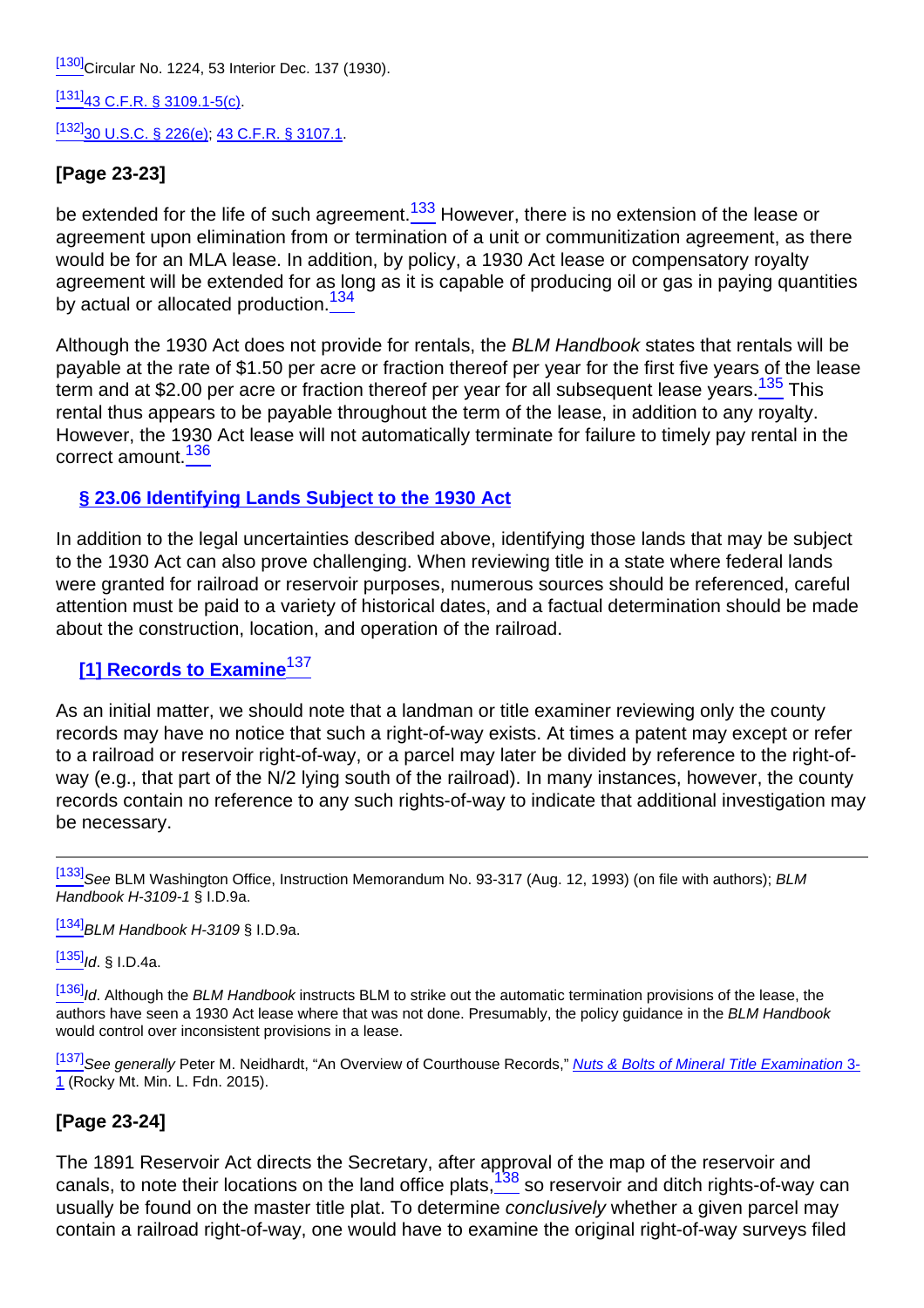[130] Circular No. 1224, 53 Interior Dec. 137 (1930).

[131] 43 C.F.R. § 3109.1-5(c).

[132] 30 U.S.C. § 226(e); 43 C.F.R. § 3107.1.

**[Page 23-23]**

be extended for the life of such agreement.[133] However, there is no extension of the lease or agreement upon elimination from or termination of a unit or communitization agreement, as there would be for an MLA lease. In addition, by policy, a 1930 Act lease or compensatory royalty agreement will be extended for as long as it is capable of producing oil or gas in paying quantities by actual or allocated production.[134]

Although the 1930 Act does not provide for rentals, the *BLM Handbook* states that rentals will be payable at the rate of $1.50 per acre or fraction thereof per year for the first five years of the lease term and at $2.00 per acre or fraction thereof per year for all subsequent lease years.[135] This rental thus appears to be payable throughout the term of the lease, in addition to any royalty. However, the 1930 Act lease will not automatically terminate for failure to timely pay rental in the correct amount.[136]

## § 23.06 Identifying Lands Subject to the 1930 Act

In addition to the legal uncertainties described above, identifying those lands that may be subject to the 1930 Act can also prove challenging. When reviewing title in a state where federal lands were granted for railroad or reservoir purposes, numerous sources should be referenced, careful attention must be paid to a variety of historical dates, and a factual determination should be made about the construction, location, and operation of the railroad.

### [1] Records to Examine[137]

As an initial matter, we should note that a landman or title examiner reviewing only the county records may have no notice that such a right-of-way exists. At times a patent may except or refer to a railroad or reservoir right-of-way, or a parcel may later be divided by reference to the right-of-way (e.g., that part of the N/2 lying south of the railroad). In many instances, however, the county records contain no reference to any such rights-of-way to indicate that additional investigation may be necessary.

---

[133] *See* BLM Washington Office, Instruction Memorandum No. 93-317 (Aug. 12, 1993) (on file with authors); *BLM Handbook H-3109-1* § I.D.9a.

[134] *BLM Handbook H-3109* § I.D.9a.

[135] *Id*. § I.D.4a.

[136] *Id*. Although the *BLM Handbook* instructs BLM to strike out the automatic termination provisions of the lease, the authors have seen a 1930 Act lease where that was not done. Presumably, the policy guidance in the *BLM Handbook* would control over inconsistent provisions in a lease.

[137] *See generally* Peter M. Neidhardt, "An Overview of Courthouse Records," *Nuts & Bolts of Mineral Title Examination* 3-1 (Rocky Mt. Min. L. Fdn. 2015).

**[Page 23-24]**

The 1891 Reservoir Act directs the Secretary, after approval of the map of the reservoir and canals, to note their locations on the land office plats,[138] so reservoir and ditch rights-of-way can usually be found on the master title plat. To determine *conclusively* whether a given parcel may contain a railroad right-of-way, one would have to examine the original right-of-way surveys filed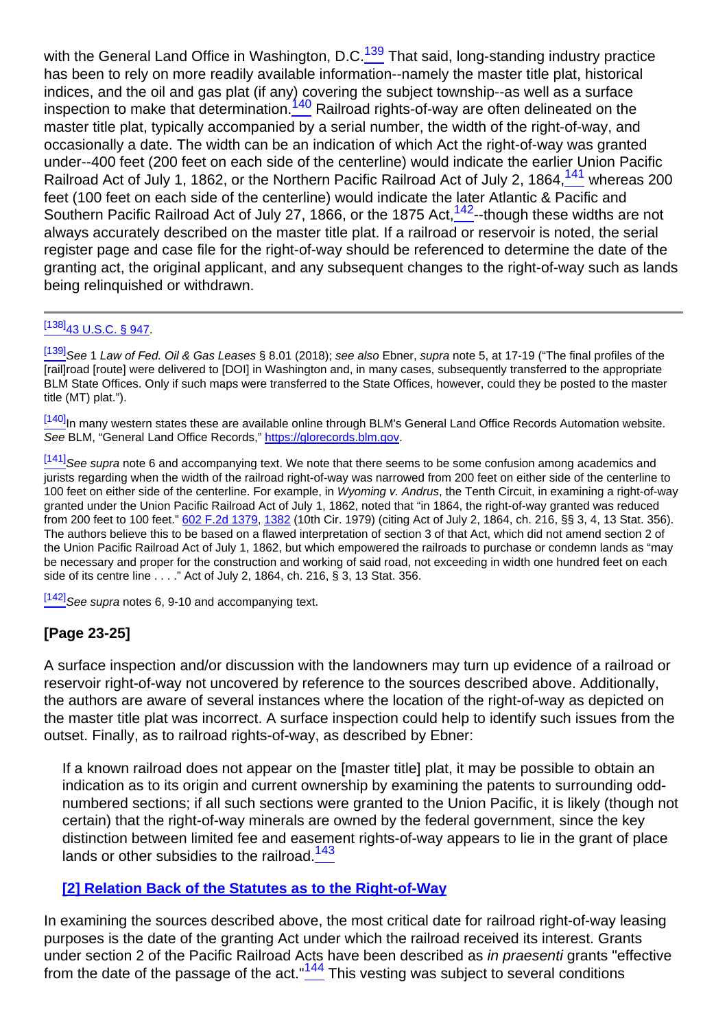with the General Land Office in Washington, D.C.[139] That said, long-standing industry practice has been to rely on more readily available information--namely the master title plat, historical indices, and the oil and gas plat (if any) covering the subject township--as well as a surface inspection to make that determination.[140] Railroad rights-of-way are often delineated on the master title plat, typically accompanied by a serial number, the width of the right-of-way, and occasionally a date. The width can be an indication of which Act the right-of-way was granted under--400 feet (200 feet on each side of the centerline) would indicate the earlier Union Pacific Railroad Act of July 1, 1862, or the Northern Pacific Railroad Act of July 2, 1864,[141] whereas 200 feet (100 feet on each side of the centerline) would indicate the later Atlantic & Pacific and Southern Pacific Railroad Act of July 27, 1866, or the 1875 Act,[142]--though these widths are not always accurately described on the master title plat. If a railroad or reservoir is noted, the serial register page and case file for the right-of-way should be referenced to determine the date of the granting act, the original applicant, and any subsequent changes to the right-of-way such as lands being relinquished or withdrawn.

---

[138] 43 U.S.C. § 947.

[139] *See* 1 *Law of Fed. Oil & Gas Leases* § 8.01 (2018); *see also* Ebner, *supra* note 5, at 17-19 ("The final profiles of the [rail]road [route] were delivered to [DOI] in Washington and, in many cases, subsequently transferred to the appropriate BLM State Offices. Only if such maps were transferred to the State Offices, however, could they be posted to the master title (MT) plat.").

[140] In many western states these are available online through BLM's General Land Office Records Automation website. *See* BLM, "General Land Office Records," https://glorecords.blm.gov.

[141] *See supra* note 6 and accompanying text. We note that there seems to be some confusion among academics and jurists regarding when the width of the railroad right-of-way was narrowed from 200 feet on either side of the centerline to 100 feet on either side of the centerline. For example, in *Wyoming v. Andrus*, the Tenth Circuit, in examining a right-of-way granted under the Union Pacific Railroad Act of July 1, 1862, noted that "in 1864, the right-of-way granted was reduced from 200 feet to 100 feet." 602 F.2d 1379, 1382 (10th Cir. 1979) (citing Act of July 2, 1864, ch. 216, §§ 3, 4, 13 Stat. 356). The authors believe this to be based on a flawed interpretation of section 3 of that Act, which did not amend section 2 of the Union Pacific Railroad Act of July 1, 1862, but which empowered the railroads to purchase or condemn lands as "may be necessary and proper for the construction and working of said road, not exceeding in width one hundred feet on each side of its centre line . . . ." Act of July 2, 1864, ch. 216, § 3, 13 Stat. 356.

[142] *See supra* notes 6, 9-10 and accompanying text.

**[Page 23-25]**

A surface inspection and/or discussion with the landowners may turn up evidence of a railroad or reservoir right-of-way not uncovered by reference to the sources described above. Additionally, the authors are aware of several instances where the location of the right-of-way as depicted on the master title plat was incorrect. A surface inspection could help to identify such issues from the outset. Finally, as to railroad rights-of-way, as described by Ebner:

> If a known railroad does not appear on the [master title] plat, it may be possible to obtain an indication as to its origin and current ownership by examining the patents to surrounding odd-numbered sections; if all such sections were granted to the Union Pacific, it is likely (though not certain) that the right-of-way minerals are owned by the federal government, since the key distinction between limited fee and easement rights-of-way appears to lie in the grant of place lands or other subsidies to the railroad.[143]

### [2] Relation Back of the Statutes as to the Right-of-Way

In examining the sources described above, the most critical date for railroad right-of-way leasing purposes is the date of the granting Act under which the railroad received its interest. Grants under section 2 of the Pacific Railroad Acts have been described as *in praesenti* grants "effective from the date of the passage of the act."[144] This vesting was subject to several conditions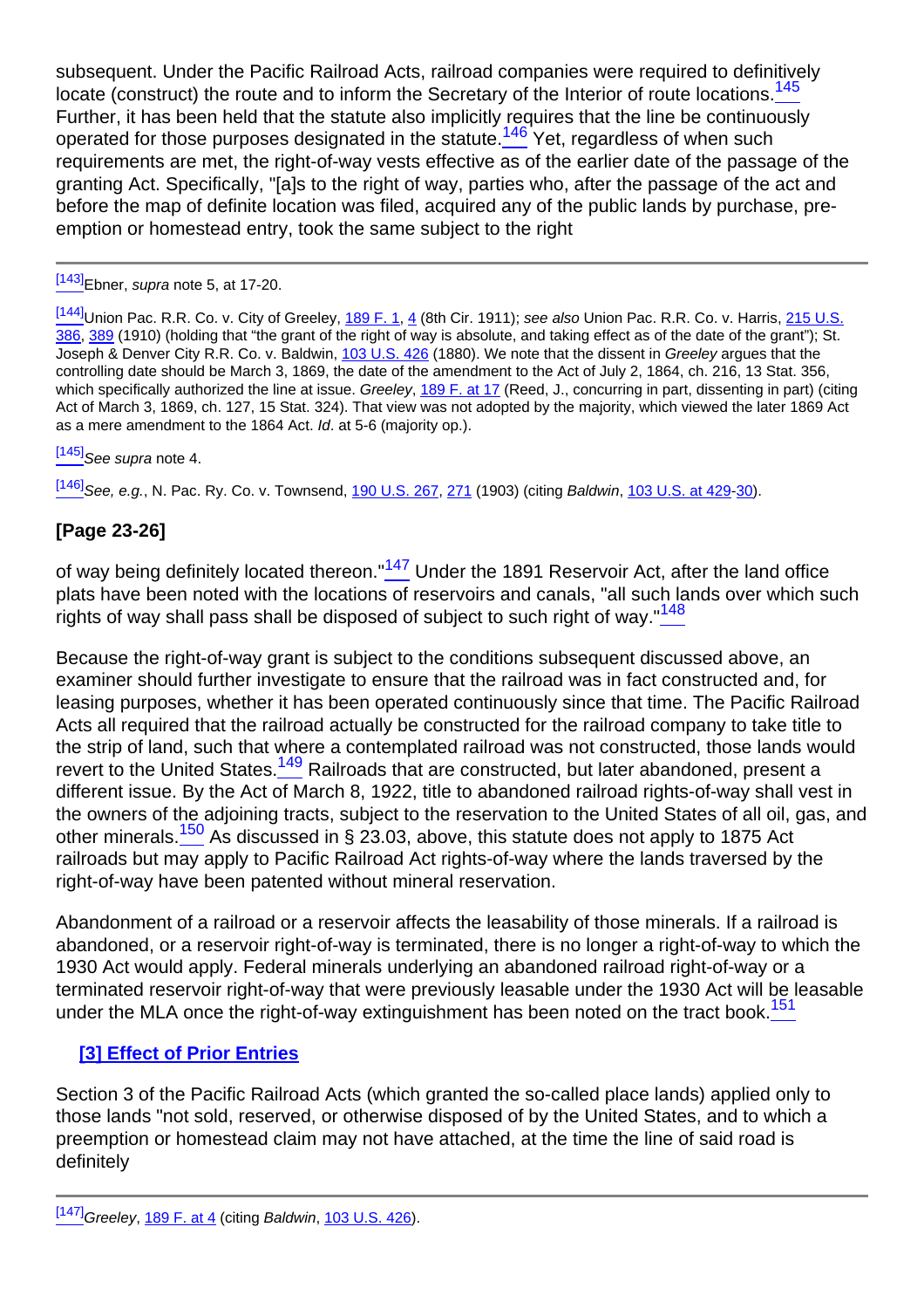subsequent. Under the Pacific Railroad Acts, railroad companies were required to definitively locate (construct) the route and to inform the Secretary of the Interior of route locations.[145] Further, it has been held that the statute also implicitly requires that the line be continuously operated for those purposes designated in the statute.[146] Yet, regardless of when such requirements are met, the right-of-way vests effective as of the earlier date of the passage of the granting Act. Specifically, "[a]s to the right of way, parties who, after the passage of the act and before the map of definite location was filed, acquired any of the public lands by purchase, pre-emption or homestead entry, took the same subject to the right

---

[143] Ebner, *supra* note 5, at 17-20.

[144] Union Pac. R.R. Co. v. City of Greeley, 189 F. 1, 4 (8th Cir. 1911); *see also* Union Pac. R.R. Co. v. Harris, 215 U.S. 386, 389 (1910) (holding that "the grant of the right of way is absolute, and taking effect as of the date of the grant"); St. Joseph & Denver City R.R. Co. v. Baldwin, 103 U.S. 426 (1880). We note that the dissent in *Greeley* argues that the controlling date should be March 3, 1869, the date of the amendment to the Act of July 2, 1864, ch. 216, 13 Stat. 356, which specifically authorized the line at issue. *Greeley*, 189 F. at 17 (Reed, J., concurring in part, dissenting in part) (citing Act of March 3, 1869, ch. 127, 15 Stat. 324). That view was not adopted by the majority, which viewed the later 1869 Act as a mere amendment to the 1864 Act. *Id*. at 5-6 (majority op.).

[145] *See supra* note 4.

[146] *See, e.g.*, N. Pac. Ry. Co. v. Townsend, 190 U.S. 267, 271 (1903) (citing *Baldwin*, 103 U.S. at 429-30).

**[Page 23-26]**

of way being definitely located thereon."[147] Under the 1891 Reservoir Act, after the land office plats have been noted with the locations of reservoirs and canals, "all such lands over which such rights of way shall pass shall be disposed of subject to such right of way."[148]

Because the right-of-way grant is subject to the conditions subsequent discussed above, an examiner should further investigate to ensure that the railroad was in fact constructed and, for leasing purposes, whether it has been operated continuously since that time. The Pacific Railroad Acts all required that the railroad actually be constructed for the railroad company to take title to the strip of land, such that where a contemplated railroad was not constructed, those lands would revert to the United States.[149] Railroads that are constructed, but later abandoned, present a different issue. By the Act of March 8, 1922, title to abandoned railroad rights-of-way shall vest in the owners of the adjoining tracts, subject to the reservation to the United States of all oil, gas, and other minerals.[150] As discussed in § 23.03, above, this statute does not apply to 1875 Act railroads but may apply to Pacific Railroad Act rights-of-way where the lands traversed by the right-of-way have been patented without mineral reservation.

Abandonment of a railroad or a reservoir affects the leasability of those minerals. If a railroad is abandoned, or a reservoir right-of-way is terminated, there is no longer a right-of-way to which the 1930 Act would apply. Federal minerals underlying an abandoned railroad right-of-way or a terminated reservoir right-of-way that were previously leasable under the 1930 Act will be leasable under the MLA once the right-of-way extinguishment has been noted on the tract book.[151]

### [3] Effect of Prior Entries

Section 3 of the Pacific Railroad Acts (which granted the so-called place lands) applied only to those lands "not sold, reserved, or otherwise disposed of by the United States, and to which a preemption or homestead claim may not have attached, at the time the line of said road is definitely

---

[147] *Greeley*, 189 F. at 4 (citing *Baldwin*, 103 U.S. 426).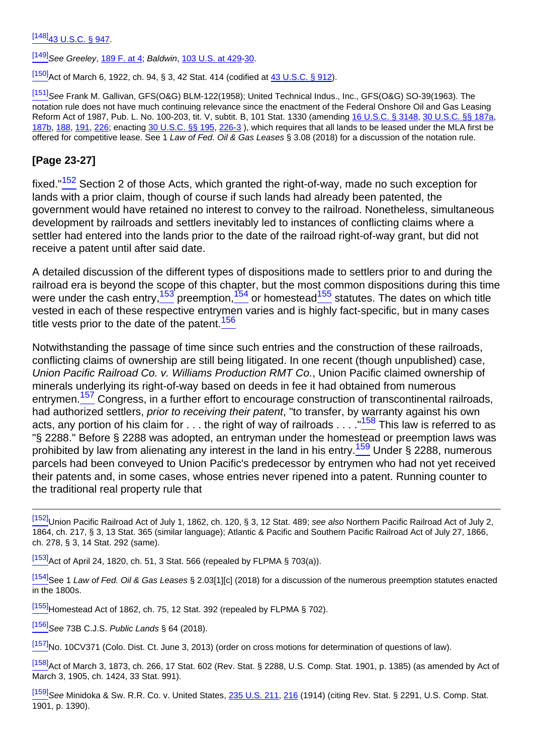[148] 43 U.S.C. § 947.

[149] *See Greeley*, 189 F. at 4; *Baldwin*, 103 U.S. at 429-30.

[150] Act of March 6, 1922, ch. 94, § 3, 42 Stat. 414 (codified at 43 U.S.C. § 912).

[151] *See* Frank M. Gallivan, GFS(O&G) BLM-122(1958); United Technical Indus., Inc., GFS(O&G) SO-39(1963). The notation rule does not have much continuing relevance since the enactment of the Federal Onshore Oil and Gas Leasing Reform Act of 1987, Pub. L. No. 100-203, tit. V, subtit. B, 101 Stat. 1330 (amending 16 U.S.C. § 3148, 30 U.S.C. §§ 187a, 187b, 188, 191, 226; enacting 30 U.S.C. §§ 195, 226-3 ), which requires that all lands to be leased under the MLA first be offered for competitive lease. See 1 *Law of Fed. Oil & Gas Leases* § 3.08 (2018) for a discussion of the notation rule.

## [Page 23-27]

fixed."[152] Section 2 of those Acts, which granted the right-of-way, made no such exception for lands with a prior claim, though of course if such lands had already been patented, the government would have retained no interest to convey to the railroad. Nonetheless, simultaneous development by railroads and settlers inevitably led to instances of conflicting claims where a settler had entered into the lands prior to the date of the railroad right-of-way grant, but did not receive a patent until after said date.

A detailed discussion of the different types of dispositions made to settlers prior to and during the railroad era is beyond the scope of this chapter, but the most common dispositions during this time were under the cash entry,[153] preemption,[154] or homestead[155] statutes. The dates on which title vested in each of these respective entrymen varies and is highly fact-specific, but in many cases title vests prior to the date of the patent.[156]

Notwithstanding the passage of time since such entries and the construction of these railroads, conflicting claims of ownership are still being litigated. In one recent (though unpublished) case, *Union Pacific Railroad Co. v. Williams Production RMT Co.*, Union Pacific claimed ownership of minerals underlying its right-of-way based on deeds in fee it had obtained from numerous entrymen.[157] Congress, in a further effort to encourage construction of transcontinental railroads, had authorized settlers, *prior to receiving their patent*, "to transfer, by warranty against his own acts, any portion of his claim for . . . the right of way of railroads . . . ."[158] This law is referred to as "§ 2288." Before § 2288 was adopted, an entryman under the homestead or preemption laws was prohibited by law from alienating any interest in the land in his entry.[159] Under § 2288, numerous parcels had been conveyed to Union Pacific's predecessor by entrymen who had not yet received their patents and, in some cases, whose entries never ripened into a patent. Running counter to the traditional real property rule that

---

[152] Union Pacific Railroad Act of July 1, 1862, ch. 120, § 3, 12 Stat. 489; *see also* Northern Pacific Railroad Act of July 2, 1864, ch. 217, § 3, 13 Stat. 365 (similar language); Atlantic & Pacific and Southern Pacific Railroad Act of July 27, 1866, ch. 278, § 3, 14 Stat. 292 (same).

[153] Act of April 24, 1820, ch. 51, 3 Stat. 566 (repealed by FLPMA § 703(a)).

[154] See 1 *Law of Fed. Oil & Gas Leases* § 2.03[1][c] (2018) for a discussion of the numerous preemption statutes enacted in the 1800s.

[155] Homestead Act of 1862, ch. 75, 12 Stat. 392 (repealed by FLPMA § 702).

[156] *See* 73B C.J.S. *Public Lands* § 64 (2018).

[157] No. 10CV371 (Colo. Dist. Ct. June 3, 2013) (order on cross motions for determination of questions of law).

[158] Act of March 3, 1873, ch. 266, 17 Stat. 602 (Rev. Stat. § 2288, U.S. Comp. Stat. 1901, p. 1385) (as amended by Act of March 3, 1905, ch. 1424, 33 Stat. 991).

[159] *See* Minidoka & Sw. R.R. Co. v. United States, 235 U.S. 211, 216 (1914) (citing Rev. Stat. § 2291, U.S. Comp. Stat. 1901, p. 1390).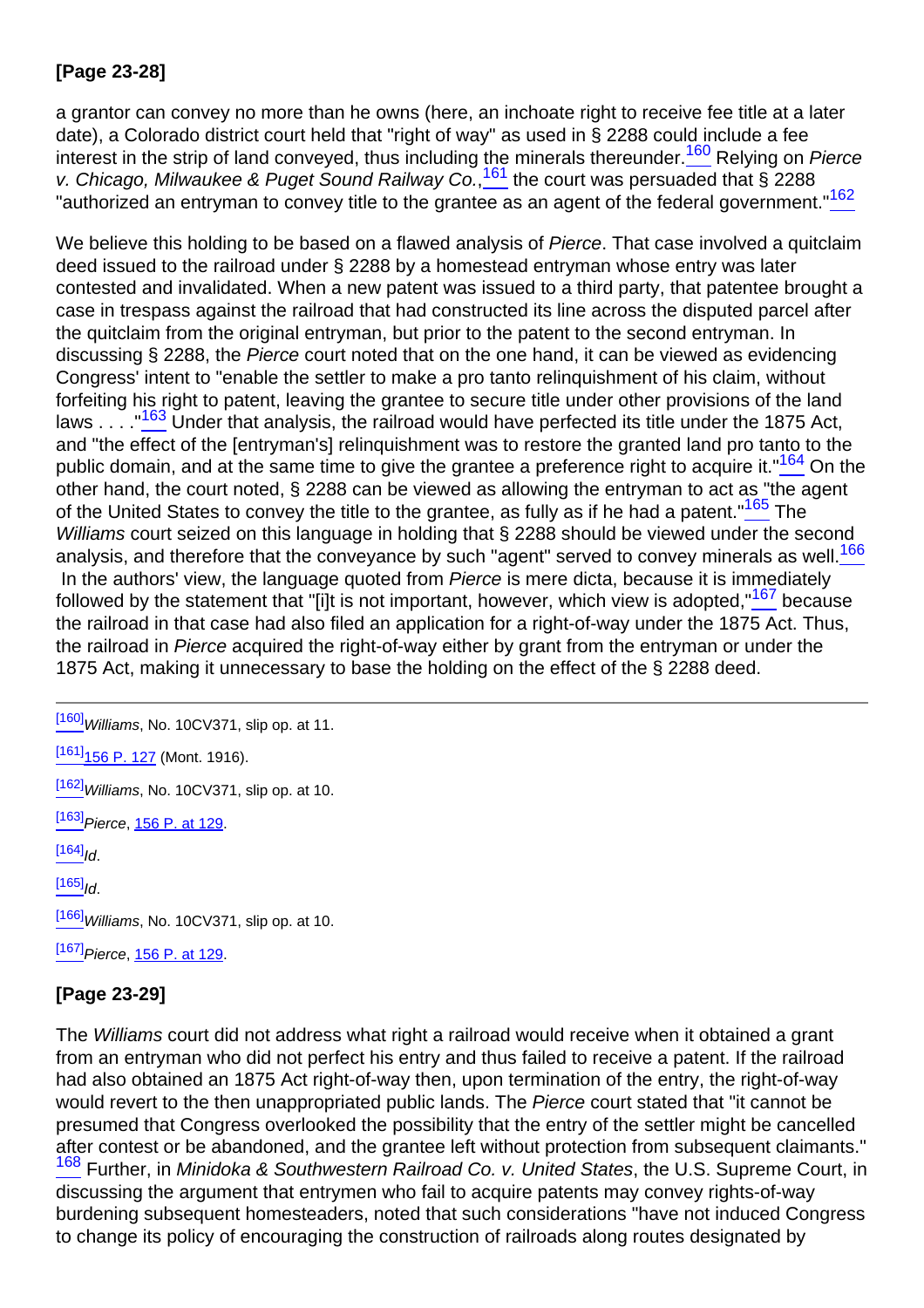**[Page 23-28]**

a grantor can convey no more than he owns (here, an inchoate right to receive fee title at a later date), a Colorado district court held that "right of way" as used in § 2288 could include a fee interest in the strip of land conveyed, thus including the minerals thereunder.[160] Relying on *Pierce v. Chicago, Milwaukee & Puget Sound Railway Co.*,[161] the court was persuaded that § 2288 "authorized an entryman to convey title to the grantee as an agent of the federal government."[162]

We believe this holding to be based on a flawed analysis of *Pierce*. That case involved a quitclaim deed issued to the railroad under § 2288 by a homestead entryman whose entry was later contested and invalidated. When a new patent was issued to a third party, that patentee brought a case in trespass against the railroad that had constructed its line across the disputed parcel after the quitclaim from the original entryman, but prior to the patent to the second entryman. In discussing § 2288, the *Pierce* court noted that on the one hand, it can be viewed as evidencing Congress' intent to "enable the settler to make a pro tanto relinquishment of his claim, without forfeiting his right to patent, leaving the grantee to secure title under other provisions of the land laws . . . ."[163] Under that analysis, the railroad would have perfected its title under the 1875 Act, and "the effect of the [entryman's] relinquishment was to restore the granted land pro tanto to the public domain, and at the same time to give the grantee a preference right to acquire it."[164] On the other hand, the court noted, § 2288 can be viewed as allowing the entryman to act as "the agent of the United States to convey the title to the grantee, as fully as if he had a patent."[165] The *Williams* court seized on this language in holding that § 2288 should be viewed under the second analysis, and therefore that the conveyance by such "agent" served to convey minerals as well.[166] In the authors' view, the language quoted from *Pierce* is mere dicta, because it is immediately followed by the statement that "[i]t is not important, however, which view is adopted,"[167] because the railroad in that case had also filed an application for a right-of-way under the 1875 Act. Thus, the railroad in *Pierce* acquired the right-of-way either by grant from the entryman or under the 1875 Act, making it unnecessary to base the holding on the effect of the § 2288 deed.

---

[160] *Williams*, No. 10CV371, slip op. at 11.

[161] 156 P. 127 (Mont. 1916).

[162] *Williams*, No. 10CV371, slip op. at 10.

[163] *Pierce*, 156 P. at 129.

[164] *Id.*

[165] *Id.*

[166] *Williams*, No. 10CV371, slip op. at 10.

[167] *Pierce*, 156 P. at 129.

**[Page 23-29]**

The *Williams* court did not address what right a railroad would receive when it obtained a grant from an entryman who did not perfect his entry and thus failed to receive a patent. If the railroad had also obtained an 1875 Act right-of-way then, upon termination of the entry, the right-of-way would revert to the then unappropriated public lands. The *Pierce* court stated that "it cannot be presumed that Congress overlooked the possibility that the entry of the settler might be cancelled after contest or be abandoned, and the grantee left without protection from subsequent claimants."[168] Further, in *Minidoka & Southwestern Railroad Co. v. United States*, the U.S. Supreme Court, in discussing the argument that entrymen who fail to acquire patents may convey rights-of-way burdening subsequent homesteaders, noted that such considerations "have not induced Congress to change its policy of encouraging the construction of railroads along routes designated by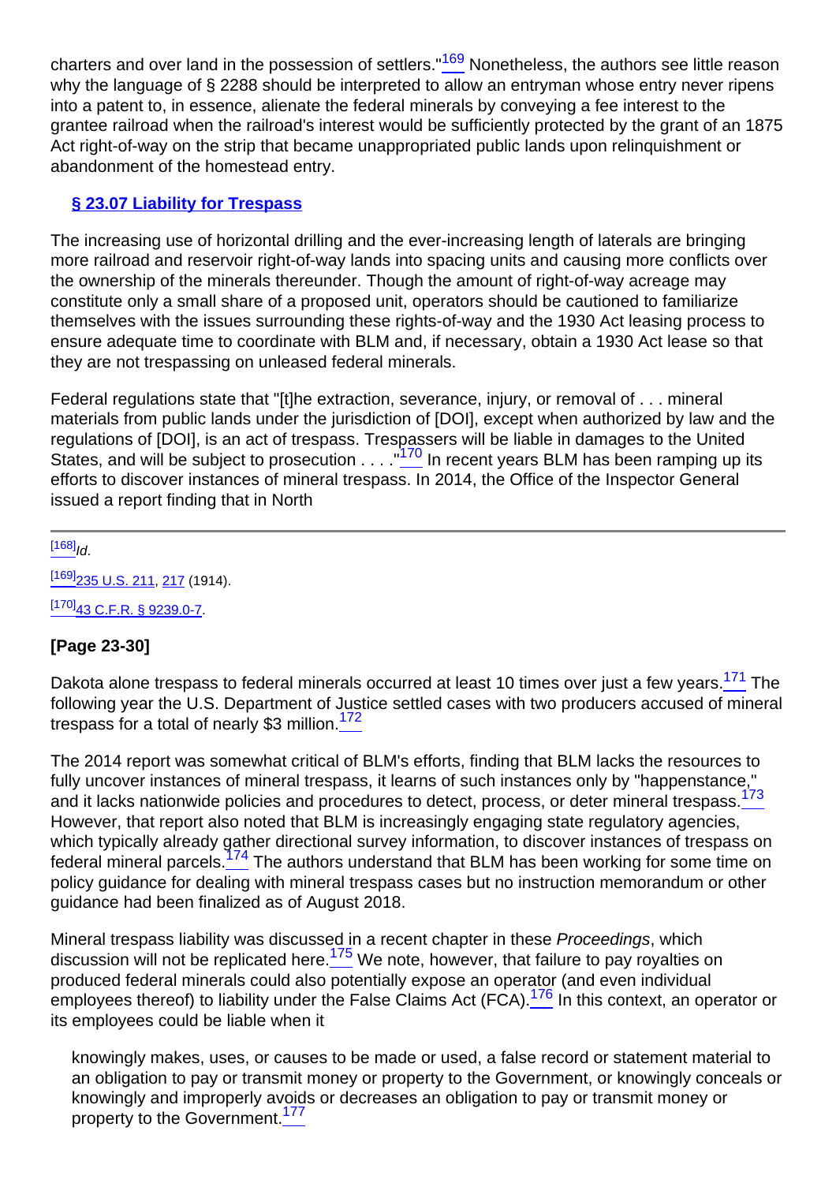charters and over land in the possession of settlers."[169] Nonetheless, the authors see little reason why the language of § 2288 should be interpreted to allow an entryman whose entry never ripens into a patent to, in essence, alienate the federal minerals by conveying a fee interest to the grantee railroad when the railroad's interest would be sufficiently protected by the grant of an 1875 Act right-of-way on the strip that became unappropriated public lands upon relinquishment or abandonment of the homestead entry.

### § 23.07 Liability for Trespass

The increasing use of horizontal drilling and the ever-increasing length of laterals are bringing more railroad and reservoir right-of-way lands into spacing units and causing more conflicts over the ownership of the minerals thereunder. Though the amount of right-of-way acreage may constitute only a small share of a proposed unit, operators should be cautioned to familiarize themselves with the issues surrounding these rights-of-way and the 1930 Act leasing process to ensure adequate time to coordinate with BLM and, if necessary, obtain a 1930 Act lease so that they are not trespassing on unleased federal minerals.

Federal regulations state that "[t]he extraction, severance, injury, or removal of . . . mineral materials from public lands under the jurisdiction of [DOI], except when authorized by law and the regulations of [DOI], is an act of trespass. Trespassers will be liable in damages to the United States, and will be subject to prosecution . . . ."[170] In recent years BLM has been ramping up its efforts to discover instances of mineral trespass. In 2014, the Office of the Inspector General issued a report finding that in North

---

[168] *Id.*

[169] 235 U.S. 211, 217 (1914).

[170] 43 C.F.R. § 9239.0-7.

**[Page 23-30]**

Dakota alone trespass to federal minerals occurred at least 10 times over just a few years.[171] The following year the U.S. Department of Justice settled cases with two producers accused of mineral trespass for a total of nearly $3 million.[172]

The 2014 report was somewhat critical of BLM's efforts, finding that BLM lacks the resources to fully uncover instances of mineral trespass, it learns of such instances only by "happenstance," and it lacks nationwide policies and procedures to detect, process, or deter mineral trespass.[173] However, that report also noted that BLM is increasingly engaging state regulatory agencies, which typically already gather directional survey information, to discover instances of trespass on federal mineral parcels.[174] The authors understand that BLM has been working for some time on policy guidance for dealing with mineral trespass cases but no instruction memorandum or other guidance had been finalized as of August 2018.

Mineral trespass liability was discussed in a recent chapter in these *Proceedings*, which discussion will not be replicated here.[175] We note, however, that failure to pay royalties on produced federal minerals could also potentially expose an operator (and even individual employees thereof) to liability under the False Claims Act (FCA).[176] In this context, an operator or its employees could be liable when it

> knowingly makes, uses, or causes to be made or used, a false record or statement material to an obligation to pay or transmit money or property to the Government, or knowingly conceals or knowingly and improperly avoids or decreases an obligation to pay or transmit money or property to the Government.[177]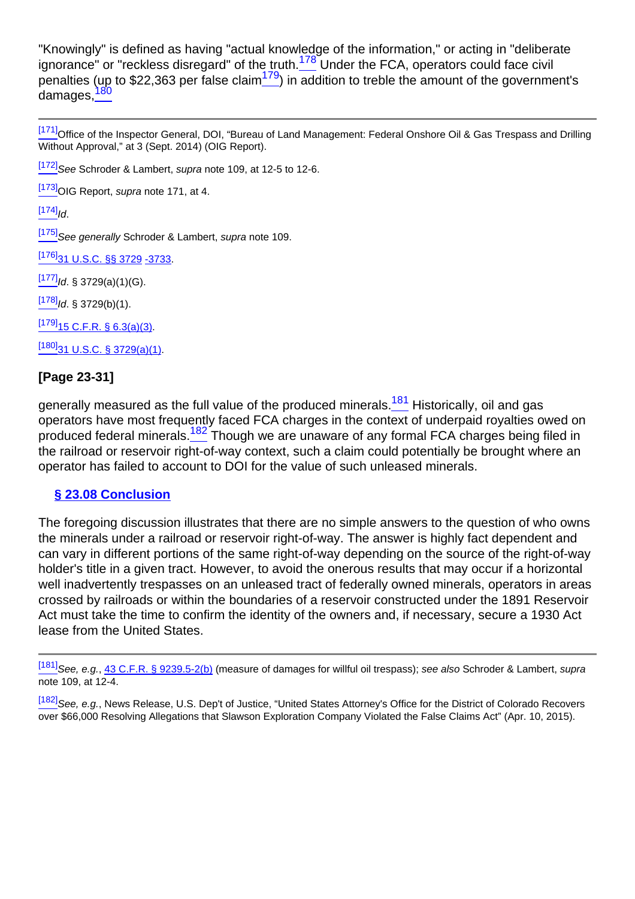"Knowingly" is defined as having "actual knowledge of the information," or acting in "deliberate ignorance" or "reckless disregard" of the truth.[178] Under the FCA, operators could face civil penalties (up to $22,363 per false claim[179]) in addition to treble the amount of the government's damages,[180]

[171] Office of the Inspector General, DOI, "Bureau of Land Management: Federal Onshore Oil & Gas Trespass and Drilling Without Approval," at 3 (Sept. 2014) (OIG Report).

[172] *See* Schroder & Lambert, *supra* note 109, at 12-5 to 12-6.

[173] OIG Report, *supra* note 171, at 4.

[174] *Id.*

[175] *See generally* Schroder & Lambert, *supra* note 109.

[176] 31 U.S.C. §§ 3729 -3733.

[177] *Id.* § 3729(a)(1)(G).

[178] *Id.* § 3729(b)(1).

[179] 15 C.F.R. § 6.3(a)(3).

[180] 31 U.S.C. § 3729(a)(1).

**[Page 23-31]**

generally measured as the full value of the produced minerals.[181] Historically, oil and gas operators have most frequently faced FCA charges in the context of underpaid royalties owed on produced federal minerals.[182] Though we are unaware of any formal FCA charges being filed in the railroad or reservoir right-of-way context, such a claim could potentially be brought where an operator has failed to account to DOI for the value of such unleased minerals.

## § 23.08 Conclusion

The foregoing discussion illustrates that there are no simple answers to the question of who owns the minerals under a railroad or reservoir right-of-way. The answer is highly fact dependent and can vary in different portions of the same right-of-way depending on the source of the right-of-way holder's title in a given tract. However, to avoid the onerous results that may occur if a horizontal well inadvertently trespasses on an unleased tract of federally owned minerals, operators in areas crossed by railroads or within the boundaries of a reservoir constructed under the 1891 Reservoir Act must take the time to confirm the identity of the owners and, if necessary, secure a 1930 Act lease from the United States.

[181] *See, e.g.*, 43 C.F.R. § 9239.5-2(b) (measure of damages for willful oil trespass); *see also* Schroder & Lambert, *supra* note 109, at 12-4.

[182] *See, e.g.*, News Release, U.S. Dep't of Justice, "United States Attorney's Office for the District of Colorado Recovers over $66,000 Resolving Allegations that Slawson Exploration Company Violated the False Claims Act" (Apr. 10, 2015).